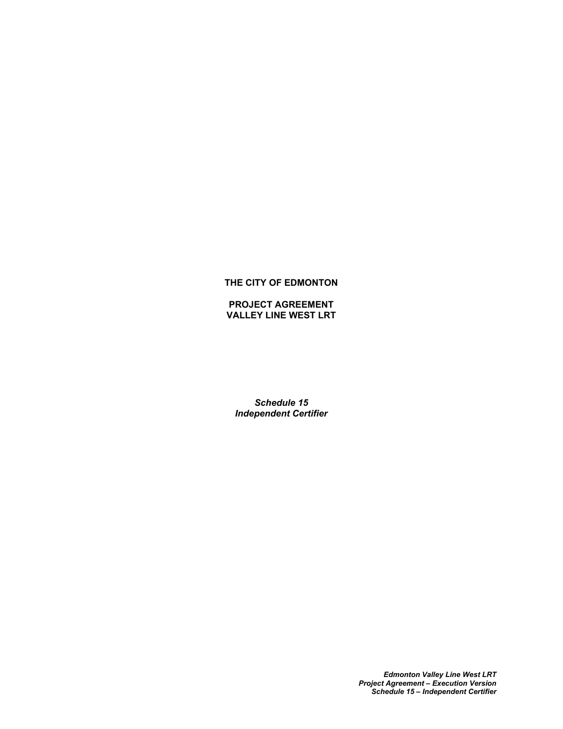**THE CITY OF EDMONTON**

**PROJECT AGREEMENT**
**VALLEY LINE WEST LRT**

***Schedule 15***
***Independent Certifier***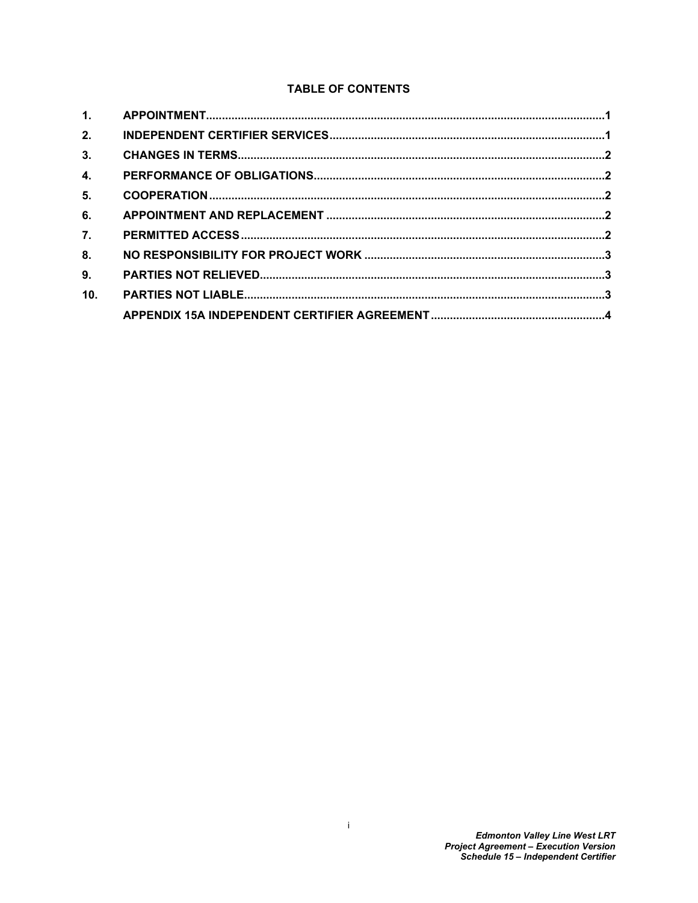## TABLE OF CONTENTS

| | | |
|---|---|---|
| 1. | APPOINTMENT | 1 |
| 2. | INDEPENDENT CERTIFIER SERVICES | 1 |
| 3. | CHANGES IN TERMS | 2 |
| 4. | PERFORMANCE OF OBLIGATIONS | 2 |
| 5. | COOPERATION | 2 |
| 6. | APPOINTMENT AND REPLACEMENT | 2 |
| 7. | PERMITTED ACCESS | 2 |
| 8. | NO RESPONSIBILITY FOR PROJECT WORK | 3 |
| 9. | PARTIES NOT RELIEVED | 3 |
| 10. | PARTIES NOT LIABLE | 3 |
| | APPENDIX 15A INDEPENDENT CERTIFIER AGREEMENT | 4 |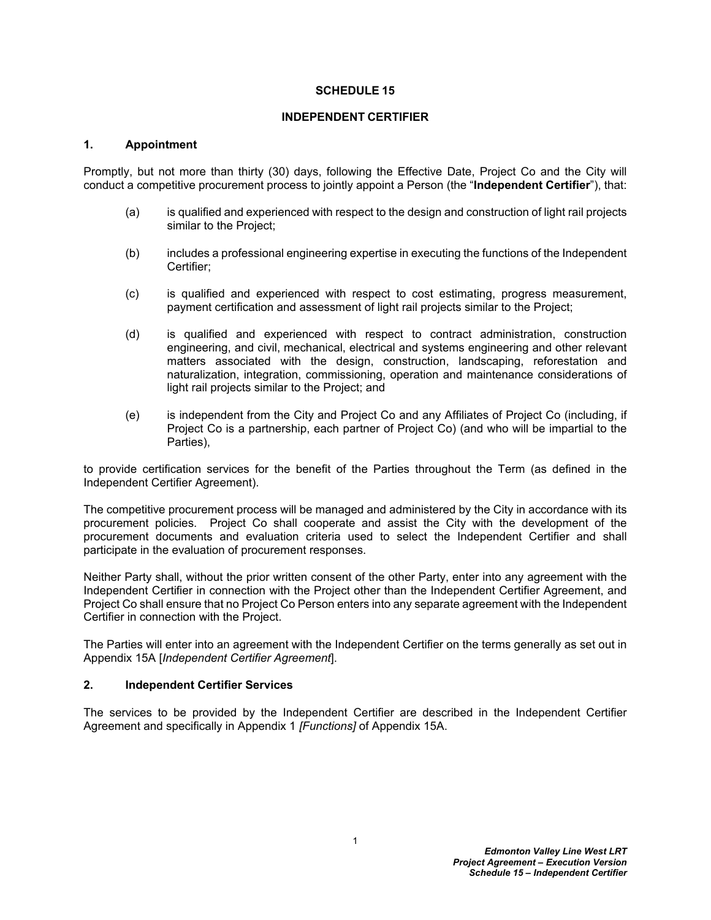# SCHEDULE 15

# INDEPENDENT CERTIFIER

## 1. Appointment

Promptly, but not more than thirty (30) days, following the Effective Date, Project Co and the City will conduct a competitive procurement process to jointly appoint a Person (the "**Independent Certifier**"), that:

(a) is qualified and experienced with respect to the design and construction of light rail projects similar to the Project;

(b) includes a professional engineering expertise in executing the functions of the Independent Certifier;

(c) is qualified and experienced with respect to cost estimating, progress measurement, payment certification and assessment of light rail projects similar to the Project;

(d) is qualified and experienced with respect to contract administration, construction engineering, and civil, mechanical, electrical and systems engineering and other relevant matters associated with the design, construction, landscaping, reforestation and naturalization, integration, commissioning, operation and maintenance considerations of light rail projects similar to the Project; and

(e) is independent from the City and Project Co and any Affiliates of Project Co (including, if Project Co is a partnership, each partner of Project Co) (and who will be impartial to the Parties),

to provide certification services for the benefit of the Parties throughout the Term (as defined in the Independent Certifier Agreement).

The competitive procurement process will be managed and administered by the City in accordance with its procurement policies. Project Co shall cooperate and assist the City with the development of the procurement documents and evaluation criteria used to select the Independent Certifier and shall participate in the evaluation of procurement responses.

Neither Party shall, without the prior written consent of the other Party, enter into any agreement with the Independent Certifier in connection with the Project other than the Independent Certifier Agreement, and Project Co shall ensure that no Project Co Person enters into any separate agreement with the Independent Certifier in connection with the Project.

The Parties will enter into an agreement with the Independent Certifier on the terms generally as set out in Appendix 15A [*Independent Certifier Agreement*].

## 2. Independent Certifier Services

The services to be provided by the Independent Certifier are described in the Independent Certifier Agreement and specifically in Appendix 1 *[Functions]* of Appendix 15A.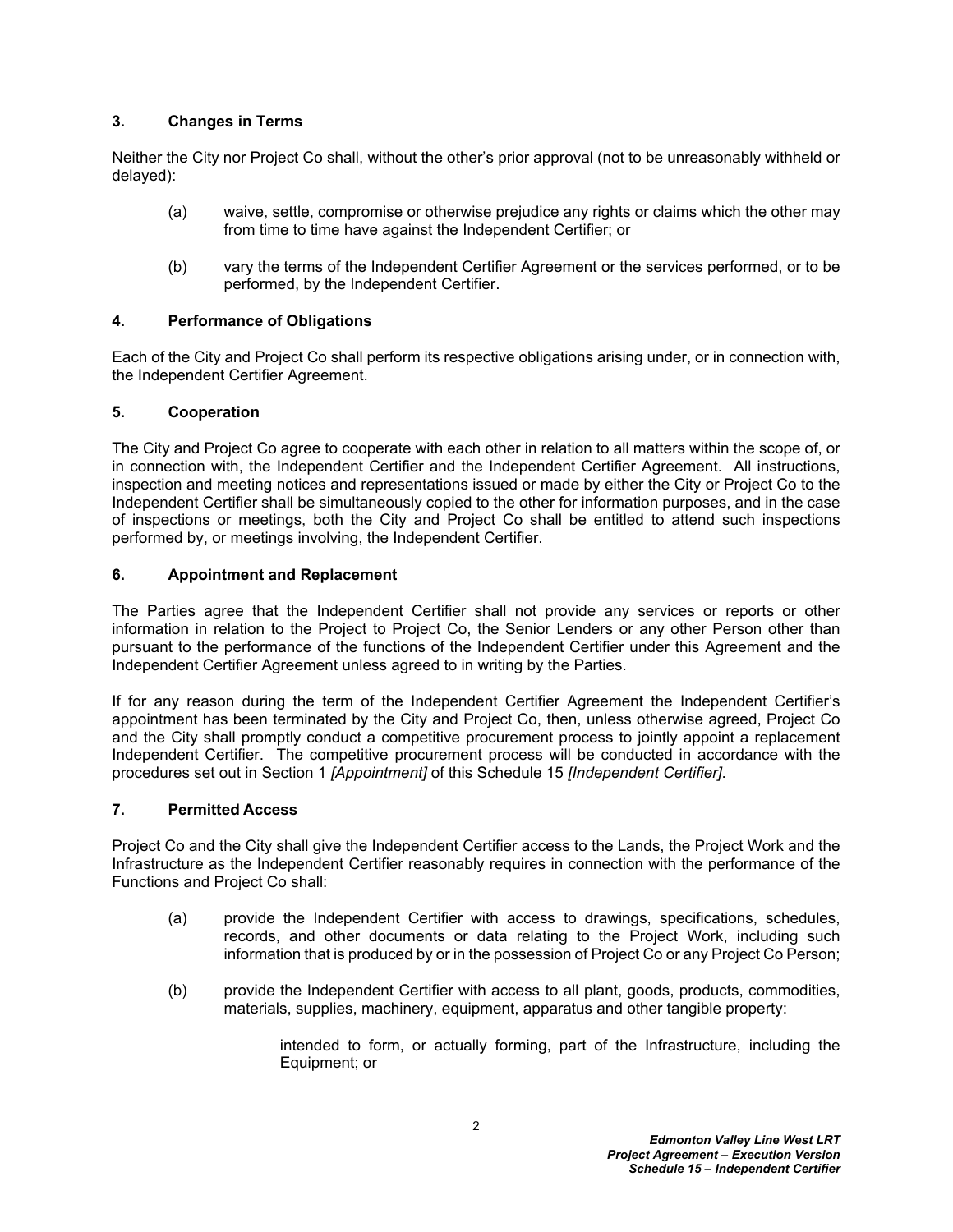### 3. Changes in Terms

Neither the City nor Project Co shall, without the other's prior approval (not to be unreasonably withheld or delayed):

(a) waive, settle, compromise or otherwise prejudice any rights or claims which the other may from time to time have against the Independent Certifier; or

(b) vary the terms of the Independent Certifier Agreement or the services performed, or to be performed, by the Independent Certifier.

### 4. Performance of Obligations

Each of the City and Project Co shall perform its respective obligations arising under, or in connection with, the Independent Certifier Agreement.

### 5. Cooperation

The City and Project Co agree to cooperate with each other in relation to all matters within the scope of, or in connection with, the Independent Certifier and the Independent Certifier Agreement. All instructions, inspection and meeting notices and representations issued or made by either the City or Project Co to the Independent Certifier shall be simultaneously copied to the other for information purposes, and in the case of inspections or meetings, both the City and Project Co shall be entitled to attend such inspections performed by, or meetings involving, the Independent Certifier.

### 6. Appointment and Replacement

The Parties agree that the Independent Certifier shall not provide any services or reports or other information in relation to the Project to Project Co, the Senior Lenders or any other Person other than pursuant to the performance of the functions of the Independent Certifier under this Agreement and the Independent Certifier Agreement unless agreed to in writing by the Parties.

If for any reason during the term of the Independent Certifier Agreement the Independent Certifier's appointment has been terminated by the City and Project Co, then, unless otherwise agreed, Project Co and the City shall promptly conduct a competitive procurement process to jointly appoint a replacement Independent Certifier. The competitive procurement process will be conducted in accordance with the procedures set out in Section 1 *[Appointment]* of this Schedule 15 *[Independent Certifier]*.

### 7. Permitted Access

Project Co and the City shall give the Independent Certifier access to the Lands, the Project Work and the Infrastructure as the Independent Certifier reasonably requires in connection with the performance of the Functions and Project Co shall:

(a) provide the Independent Certifier with access to drawings, specifications, schedules, records, and other documents or data relating to the Project Work, including such information that is produced by or in the possession of Project Co or any Project Co Person;

(b) provide the Independent Certifier with access to all plant, goods, products, commodities, materials, supplies, machinery, equipment, apparatus and other tangible property:

intended to form, or actually forming, part of the Infrastructure, including the Equipment; or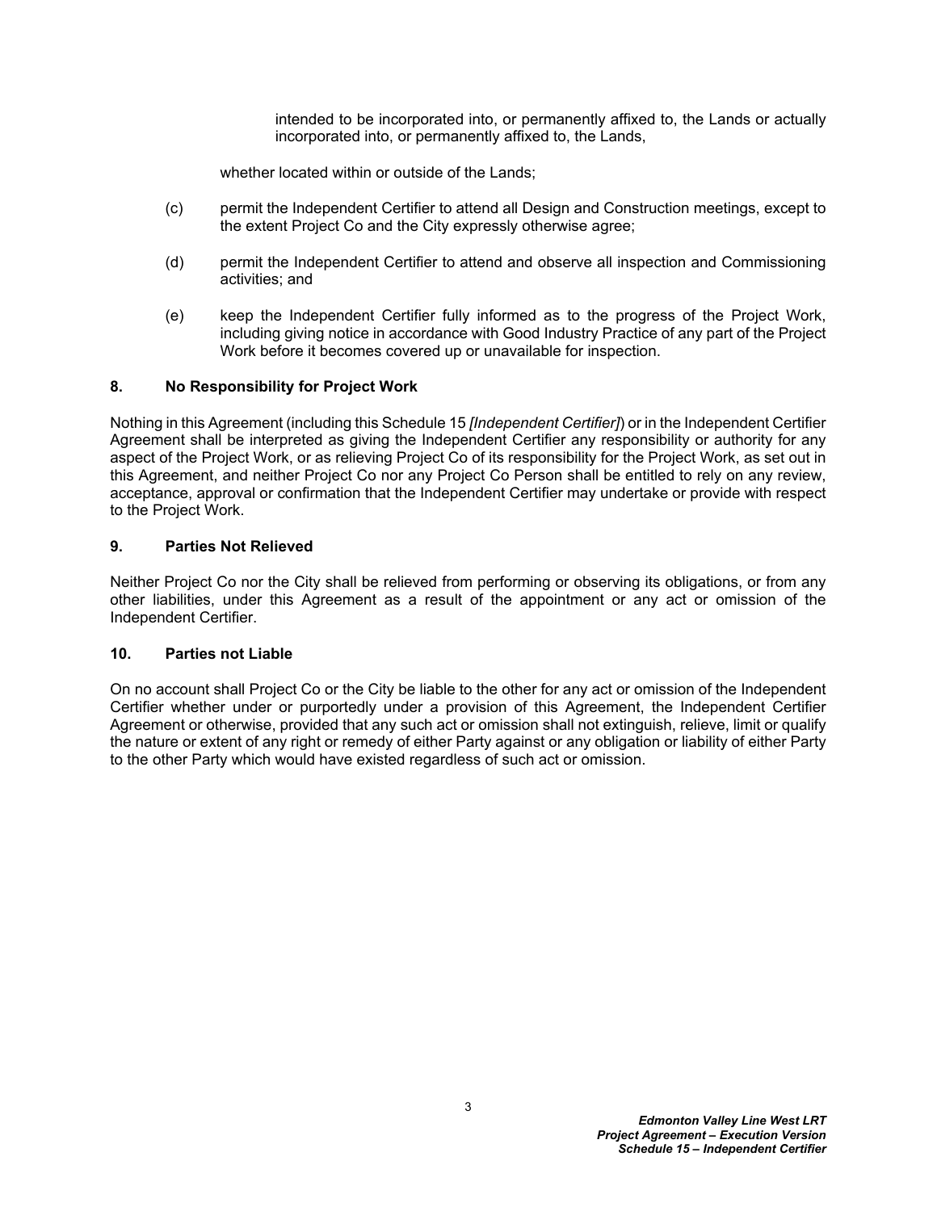intended to be incorporated into, or permanently affixed to, the Lands or actually incorporated into, or permanently affixed to, the Lands,

whether located within or outside of the Lands;

(c) permit the Independent Certifier to attend all Design and Construction meetings, except to the extent Project Co and the City expressly otherwise agree;

(d) permit the Independent Certifier to attend and observe all inspection and Commissioning activities; and

(e) keep the Independent Certifier fully informed as to the progress of the Project Work, including giving notice in accordance with Good Industry Practice of any part of the Project Work before it becomes covered up or unavailable for inspection.

### 8. No Responsibility for Project Work

Nothing in this Agreement (including this Schedule 15 *[Independent Certifier]*) or in the Independent Certifier Agreement shall be interpreted as giving the Independent Certifier any responsibility or authority for any aspect of the Project Work, or as relieving Project Co of its responsibility for the Project Work, as set out in this Agreement, and neither Project Co nor any Project Co Person shall be entitled to rely on any review, acceptance, approval or confirmation that the Independent Certifier may undertake or provide with respect to the Project Work.

### 9. Parties Not Relieved

Neither Project Co nor the City shall be relieved from performing or observing its obligations, or from any other liabilities, under this Agreement as a result of the appointment or any act or omission of the Independent Certifier.

### 10. Parties not Liable

On no account shall Project Co or the City be liable to the other for any act or omission of the Independent Certifier whether under or purportedly under a provision of this Agreement, the Independent Certifier Agreement or otherwise, provided that any such act or omission shall not extinguish, relieve, limit or qualify the nature or extent of any right or remedy of either Party against or any obligation or liability of either Party to the other Party which would have existed regardless of such act or omission.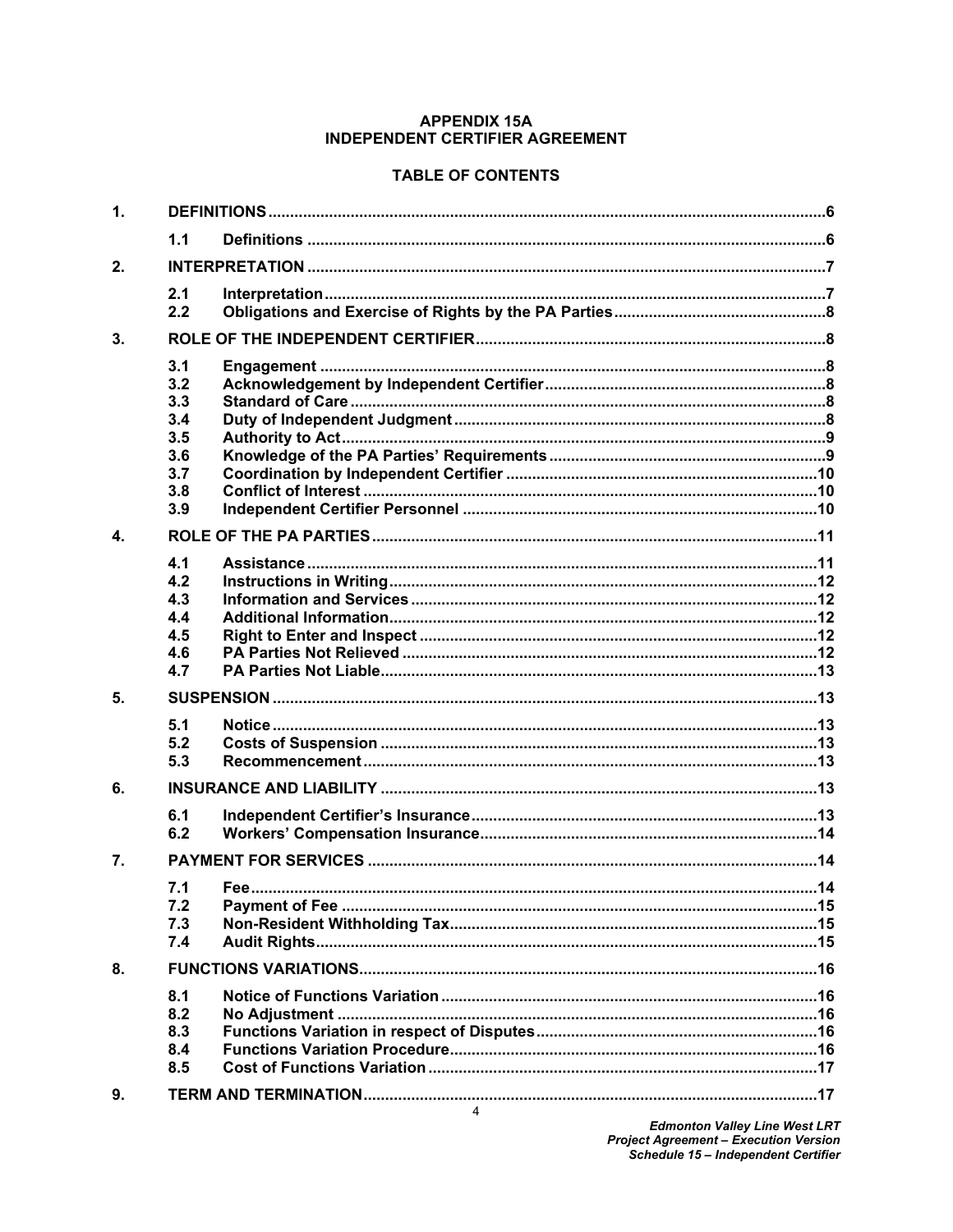# APPENDIX 15A
# INDEPENDENT CERTIFIER AGREEMENT

## TABLE OF CONTENTS

| | | | |
|---|---|---|---|
| **1.** | **DEFINITIONS** | | **6** |
| | **1.1** | **Definitions** | **6** |
| **2.** | **INTERPRETATION** | | **7** |
| | **2.1** | **Interpretation** | **7** |
| | **2.2** | **Obligations and Exercise of Rights by the PA Parties** | **8** |
| **3.** | **ROLE OF THE INDEPENDENT CERTIFIER** | | **8** |
| | **3.1** | **Engagement** | **8** |
| | **3.2** | **Acknowledgement by Independent Certifier** | **8** |
| | **3.3** | **Standard of Care** | **8** |
| | **3.4** | **Duty of Independent Judgment** | **8** |
| | **3.5** | **Authority to Act** | **9** |
| | **3.6** | **Knowledge of the PA Parties' Requirements** | **9** |
| | **3.7** | **Coordination by Independent Certifier** | **10** |
| | **3.8** | **Conflict of Interest** | **10** |
| | **3.9** | **Independent Certifier Personnel** | **10** |
| **4.** | **ROLE OF THE PA PARTIES** | | **11** |
| | **4.1** | **Assistance** | **11** |
| | **4.2** | **Instructions in Writing** | **12** |
| | **4.3** | **Information and Services** | **12** |
| | **4.4** | **Additional Information** | **12** |
| | **4.5** | **Right to Enter and Inspect** | **12** |
| | **4.6** | **PA Parties Not Relieved** | **12** |
| | **4.7** | **PA Parties Not Liable** | **13** |
| **5.** | **SUSPENSION** | | **13** |
| | **5.1** | **Notice** | **13** |
| | **5.2** | **Costs of Suspension** | **13** |
| | **5.3** | **Recommencement** | **13** |
| **6.** | **INSURANCE AND LIABILITY** | | **13** |
| | **6.1** | **Independent Certifier's Insurance** | **13** |
| | **6.2** | **Workers' Compensation Insurance** | **14** |
| **7.** | **PAYMENT FOR SERVICES** | | **14** |
| | **7.1** | **Fee** | **14** |
| | **7.2** | **Payment of Fee** | **15** |
| | **7.3** | **Non-Resident Withholding Tax** | **15** |
| | **7.4** | **Audit Rights** | **15** |
| **8.** | **FUNCTIONS VARIATIONS** | | **16** |
| | **8.1** | **Notice of Functions Variation** | **16** |
| | **8.2** | **No Adjustment** | **16** |
| | **8.3** | **Functions Variation in respect of Disputes** | **16** |
| | **8.4** | **Functions Variation Procedure** | **16** |
| | **8.5** | **Cost of Functions Variation** | **17** |
| **9.** | **TERM AND TERMINATION** | | **17** |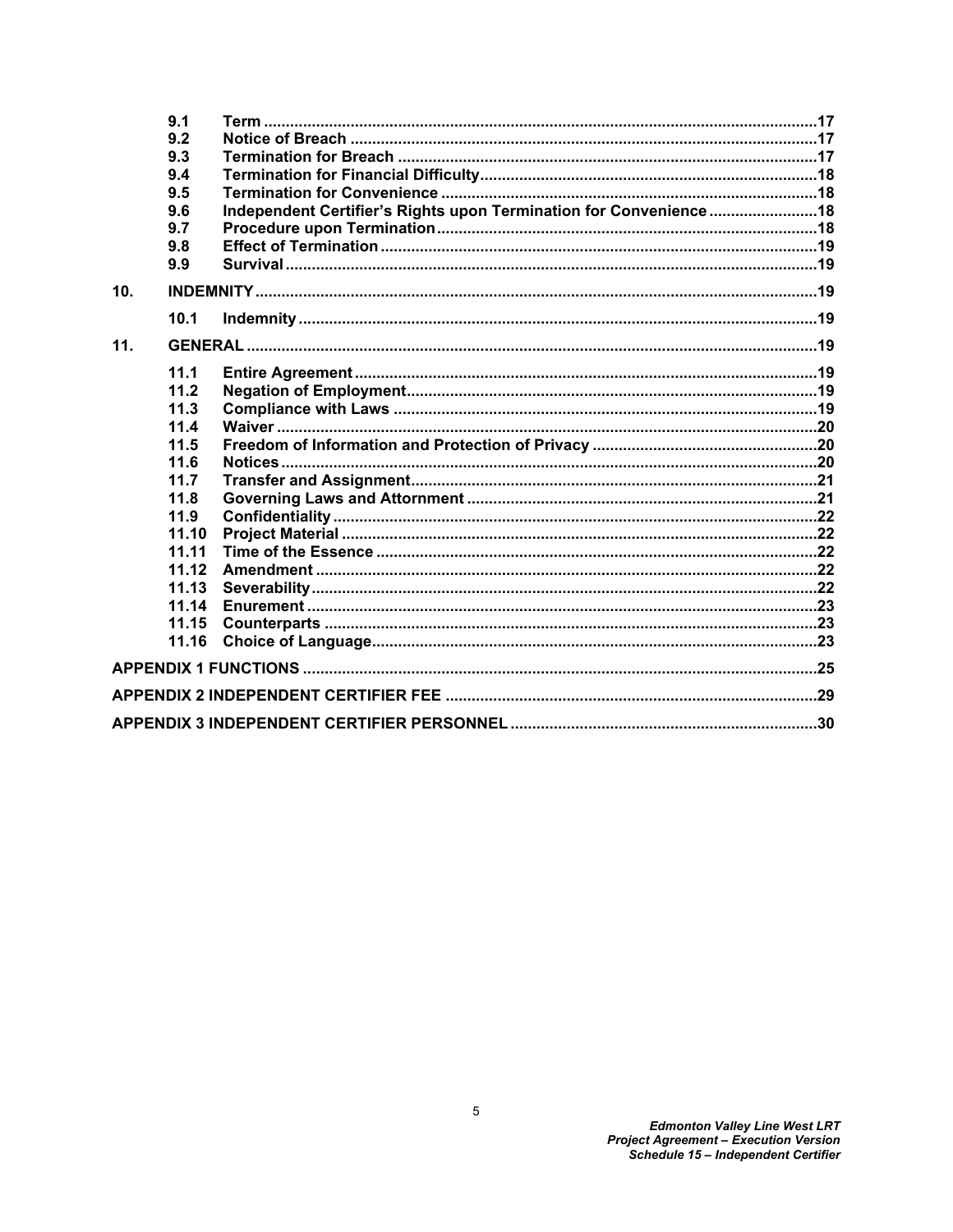| | | | |
|---|---|---|---|
| | 9.1 | **Term** | 17 |
| | 9.2 | **Notice of Breach** | 17 |
| | 9.3 | **Termination for Breach** | 17 |
| | 9.4 | **Termination for Financial Difficulty** | 18 |
| | 9.5 | **Termination for Convenience** | 18 |
| | 9.6 | **Independent Certifier's Rights upon Termination for Convenience** | 18 |
| | 9.7 | **Procedure upon Termination** | 18 |
| | 9.8 | **Effect of Termination** | 19 |
| | 9.9 | **Survival** | 19 |
| **10.** | **INDEMNITY** | | 19 |
| | 10.1 | **Indemnity** | 19 |
| **11.** | **GENERAL** | | 19 |
| | 11.1 | **Entire Agreement** | 19 |
| | 11.2 | **Negation of Employment** | 19 |
| | 11.3 | **Compliance with Laws** | 19 |
| | 11.4 | **Waiver** | 20 |
| | 11.5 | **Freedom of Information and Protection of Privacy** | 20 |
| | 11.6 | **Notices** | 20 |
| | 11.7 | **Transfer and Assignment** | 21 |
| | 11.8 | **Governing Laws and Attornment** | 21 |
| | 11.9 | **Confidentiality** | 22 |
| | 11.10 | **Project Material** | 22 |
| | 11.11 | **Time of the Essence** | 22 |
| | 11.12 | **Amendment** | 22 |
| | 11.13 | **Severability** | 22 |
| | 11.14 | **Enurement** | 23 |
| | 11.15 | **Counterparts** | 23 |
| | 11.16 | **Choice of Language** | 23 |
| **APPENDIX 1 FUNCTIONS** | | | 25 |
| **APPENDIX 2 INDEPENDENT CERTIFIER FEE** | | | 29 |
| **APPENDIX 3 INDEPENDENT CERTIFIER PERSONNEL** | | | 30 |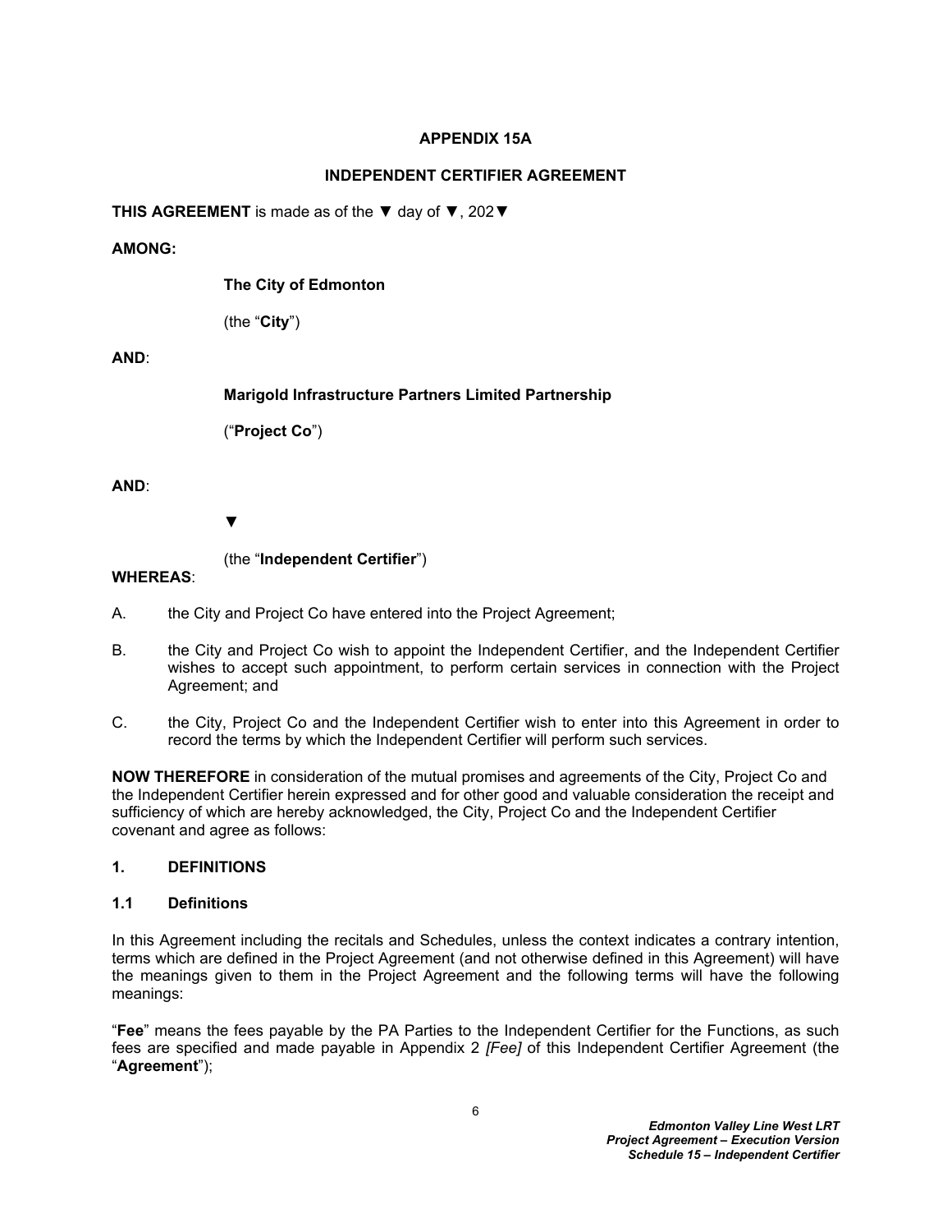**APPENDIX 15A**

**INDEPENDENT CERTIFIER AGREEMENT**

**THIS AGREEMENT** is made as of the ▼ day of ▼, 202▼

**AMONG:**

**The City of Edmonton**

(the "**City**")

**AND**:

**Marigold Infrastructure Partners Limited Partnership**

("**Project Co**")

**AND**:

▼

(the "**Independent Certifier**")

**WHEREAS**:

A. the City and Project Co have entered into the Project Agreement;

B. the City and Project Co wish to appoint the Independent Certifier, and the Independent Certifier wishes to accept such appointment, to perform certain services in connection with the Project Agreement; and

C. the City, Project Co and the Independent Certifier wish to enter into this Agreement in order to record the terms by which the Independent Certifier will perform such services.

**NOW THEREFORE** in consideration of the mutual promises and agreements of the City, Project Co and the Independent Certifier herein expressed and for other good and valuable consideration the receipt and sufficiency of which are hereby acknowledged, the City, Project Co and the Independent Certifier covenant and agree as follows:

## 1. DEFINITIONS

### 1.1 Definitions

In this Agreement including the recitals and Schedules, unless the context indicates a contrary intention, terms which are defined in the Project Agreement (and not otherwise defined in this Agreement) will have the meanings given to them in the Project Agreement and the following terms will have the following meanings:

"**Fee**" means the fees payable by the PA Parties to the Independent Certifier for the Functions, as such fees are specified and made payable in Appendix 2 *[Fee]* of this Independent Certifier Agreement (the "**Agreement**");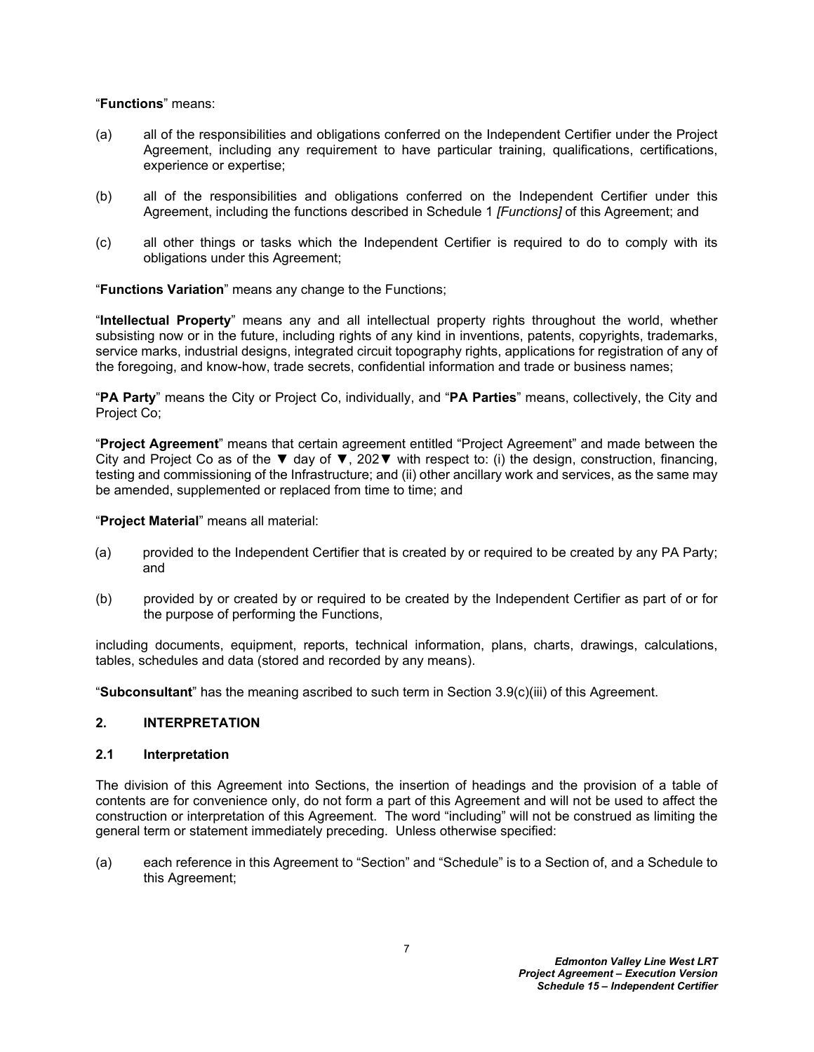"**Functions**" means:

(a) all of the responsibilities and obligations conferred on the Independent Certifier under the Project Agreement, including any requirement to have particular training, qualifications, certifications, experience or expertise;

(b) all of the responsibilities and obligations conferred on the Independent Certifier under this Agreement, including the functions described in Schedule 1 *[Functions]* of this Agreement; and

(c) all other things or tasks which the Independent Certifier is required to do to comply with its obligations under this Agreement;

"**Functions Variation**" means any change to the Functions;

"**Intellectual Property**" means any and all intellectual property rights throughout the world, whether subsisting now or in the future, including rights of any kind in inventions, patents, copyrights, trademarks, service marks, industrial designs, integrated circuit topography rights, applications for registration of any of the foregoing, and know-how, trade secrets, confidential information and trade or business names;

"**PA Party**" means the City or Project Co, individually, and "**PA Parties**" means, collectively, the City and Project Co;

"**Project Agreement**" means that certain agreement entitled "Project Agreement" and made between the City and Project Co as of the ▼ day of ▼, 202▼ with respect to: (i) the design, construction, financing, testing and commissioning of the Infrastructure; and (ii) other ancillary work and services, as the same may be amended, supplemented or replaced from time to time; and

"**Project Material**" means all material:

(a) provided to the Independent Certifier that is created by or required to be created by any PA Party; and

(b) provided by or created by or required to be created by the Independent Certifier as part of or for the purpose of performing the Functions,

including documents, equipment, reports, technical information, plans, charts, drawings, calculations, tables, schedules and data (stored and recorded by any means).

"**Subconsultant**" has the meaning ascribed to such term in Section 3.9(c)(iii) of this Agreement.

## 2. INTERPRETATION

### 2.1 Interpretation

The division of this Agreement into Sections, the insertion of headings and the provision of a table of contents are for convenience only, do not form a part of this Agreement and will not be used to affect the construction or interpretation of this Agreement. The word "including" will not be construed as limiting the general term or statement immediately preceding. Unless otherwise specified:

(a) each reference in this Agreement to "Section" and "Schedule" is to a Section of, and a Schedule to this Agreement;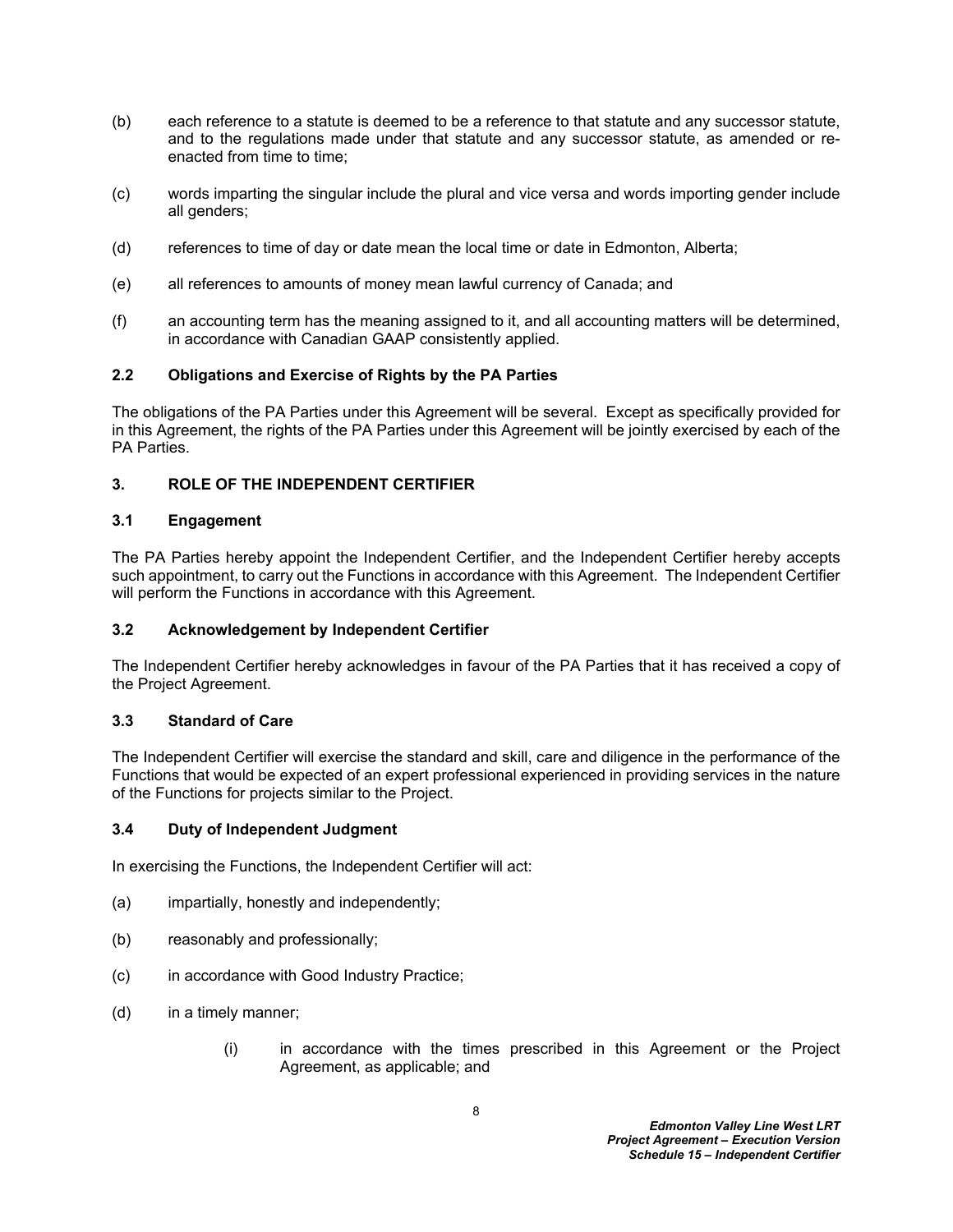(b) each reference to a statute is deemed to be a reference to that statute and any successor statute, and to the regulations made under that statute and any successor statute, as amended or re-enacted from time to time;

(c) words imparting the singular include the plural and vice versa and words importing gender include all genders;

(d) references to time of day or date mean the local time or date in Edmonton, Alberta;

(e) all references to amounts of money mean lawful currency of Canada; and

(f) an accounting term has the meaning assigned to it, and all accounting matters will be determined, in accordance with Canadian GAAP consistently applied.

### 2.2 Obligations and Exercise of Rights by the PA Parties

The obligations of the PA Parties under this Agreement will be several. Except as specifically provided for in this Agreement, the rights of the PA Parties under this Agreement will be jointly exercised by each of the PA Parties.

## 3. ROLE OF THE INDEPENDENT CERTIFIER

### 3.1 Engagement

The PA Parties hereby appoint the Independent Certifier, and the Independent Certifier hereby accepts such appointment, to carry out the Functions in accordance with this Agreement. The Independent Certifier will perform the Functions in accordance with this Agreement.

### 3.2 Acknowledgement by Independent Certifier

The Independent Certifier hereby acknowledges in favour of the PA Parties that it has received a copy of the Project Agreement.

### 3.3 Standard of Care

The Independent Certifier will exercise the standard and skill, care and diligence in the performance of the Functions that would be expected of an expert professional experienced in providing services in the nature of the Functions for projects similar to the Project.

### 3.4 Duty of Independent Judgment

In exercising the Functions, the Independent Certifier will act:

(a) impartially, honestly and independently;

(b) reasonably and professionally;

(c) in accordance with Good Industry Practice;

(d) in a timely manner;

(i) in accordance with the times prescribed in this Agreement or the Project Agreement, as applicable; and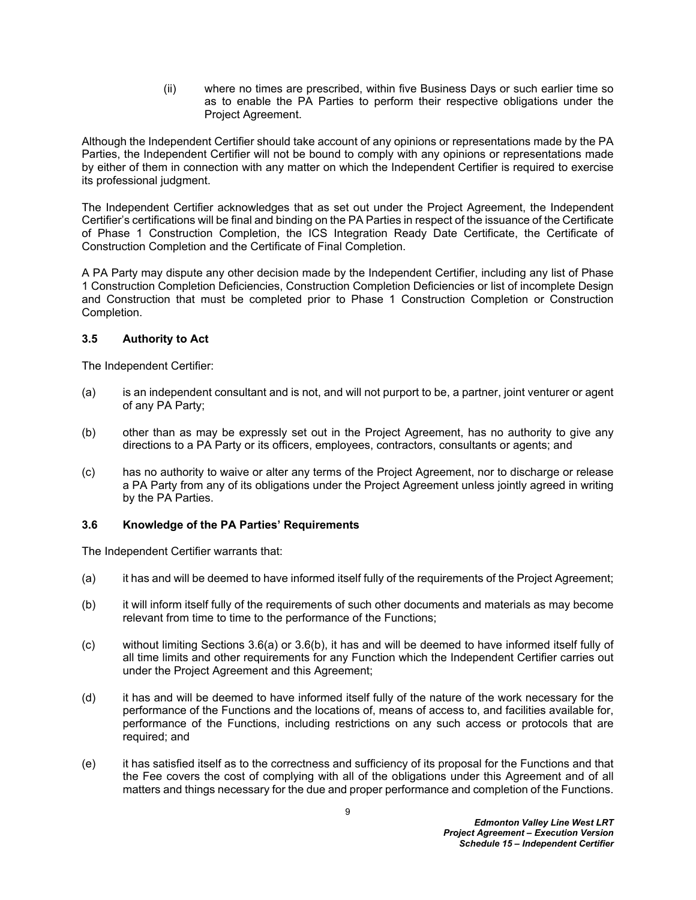(ii) where no times are prescribed, within five Business Days or such earlier time so as to enable the PA Parties to perform their respective obligations under the Project Agreement.

Although the Independent Certifier should take account of any opinions or representations made by the PA Parties, the Independent Certifier will not be bound to comply with any opinions or representations made by either of them in connection with any matter on which the Independent Certifier is required to exercise its professional judgment.

The Independent Certifier acknowledges that as set out under the Project Agreement, the Independent Certifier's certifications will be final and binding on the PA Parties in respect of the issuance of the Certificate of Phase 1 Construction Completion, the ICS Integration Ready Date Certificate, the Certificate of Construction Completion and the Certificate of Final Completion.

A PA Party may dispute any other decision made by the Independent Certifier, including any list of Phase 1 Construction Completion Deficiencies, Construction Completion Deficiencies or list of incomplete Design and Construction that must be completed prior to Phase 1 Construction Completion or Construction Completion.

### 3.5 Authority to Act

The Independent Certifier:

(a) is an independent consultant and is not, and will not purport to be, a partner, joint venturer or agent of any PA Party;

(b) other than as may be expressly set out in the Project Agreement, has no authority to give any directions to a PA Party or its officers, employees, contractors, consultants or agents; and

(c) has no authority to waive or alter any terms of the Project Agreement, nor to discharge or release a PA Party from any of its obligations under the Project Agreement unless jointly agreed in writing by the PA Parties.

### 3.6 Knowledge of the PA Parties' Requirements

The Independent Certifier warrants that:

(a) it has and will be deemed to have informed itself fully of the requirements of the Project Agreement;

(b) it will inform itself fully of the requirements of such other documents and materials as may become relevant from time to time to the performance of the Functions;

(c) without limiting Sections 3.6(a) or 3.6(b), it has and will be deemed to have informed itself fully of all time limits and other requirements for any Function which the Independent Certifier carries out under the Project Agreement and this Agreement;

(d) it has and will be deemed to have informed itself fully of the nature of the work necessary for the performance of the Functions and the locations of, means of access to, and facilities available for, performance of the Functions, including restrictions on any such access or protocols that are required; and

(e) it has satisfied itself as to the correctness and sufficiency of its proposal for the Functions and that the Fee covers the cost of complying with all of the obligations under this Agreement and of all matters and things necessary for the due and proper performance and completion of the Functions.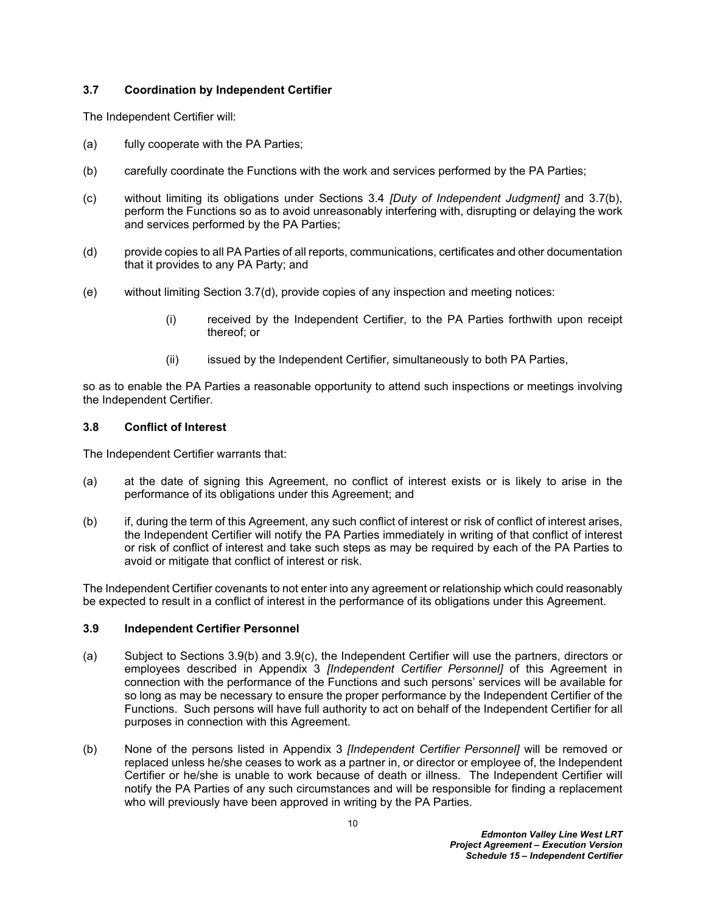### 3.7 Coordination by Independent Certifier

The Independent Certifier will:

(a) fully cooperate with the PA Parties;

(b) carefully coordinate the Functions with the work and services performed by the PA Parties;

(c) without limiting its obligations under Sections 3.4 *[Duty of Independent Judgment]* and 3.7(b), perform the Functions so as to avoid unreasonably interfering with, disrupting or delaying the work and services performed by the PA Parties;

(d) provide copies to all PA Parties of all reports, communications, certificates and other documentation that it provides to any PA Party; and

(e) without limiting Section 3.7(d), provide copies of any inspection and meeting notices:

  (i) received by the Independent Certifier, to the PA Parties forthwith upon receipt thereof; or

  (ii) issued by the Independent Certifier, simultaneously to both PA Parties,

so as to enable the PA Parties a reasonable opportunity to attend such inspections or meetings involving the Independent Certifier.

### 3.8 Conflict of Interest

The Independent Certifier warrants that:

(a) at the date of signing this Agreement, no conflict of interest exists or is likely to arise in the performance of its obligations under this Agreement; and

(b) if, during the term of this Agreement, any such conflict of interest or risk of conflict of interest arises, the Independent Certifier will notify the PA Parties immediately in writing of that conflict of interest or risk of conflict of interest and take such steps as may be required by each of the PA Parties to avoid or mitigate that conflict of interest or risk.

The Independent Certifier covenants to not enter into any agreement or relationship which could reasonably be expected to result in a conflict of interest in the performance of its obligations under this Agreement.

### 3.9 Independent Certifier Personnel

(a) Subject to Sections 3.9(b) and 3.9(c), the Independent Certifier will use the partners, directors or employees described in Appendix 3 *[Independent Certifier Personnel]* of this Agreement in connection with the performance of the Functions and such persons' services will be available for so long as may be necessary to ensure the proper performance by the Independent Certifier of the Functions. Such persons will have full authority to act on behalf of the Independent Certifier for all purposes in connection with this Agreement.

(b) None of the persons listed in Appendix 3 *[Independent Certifier Personnel]* will be removed or replaced unless he/she ceases to work as a partner in, or director or employee of, the Independent Certifier or he/she is unable to work because of death or illness. The Independent Certifier will notify the PA Parties of any such circumstances and will be responsible for finding a replacement who will previously have been approved in writing by the PA Parties.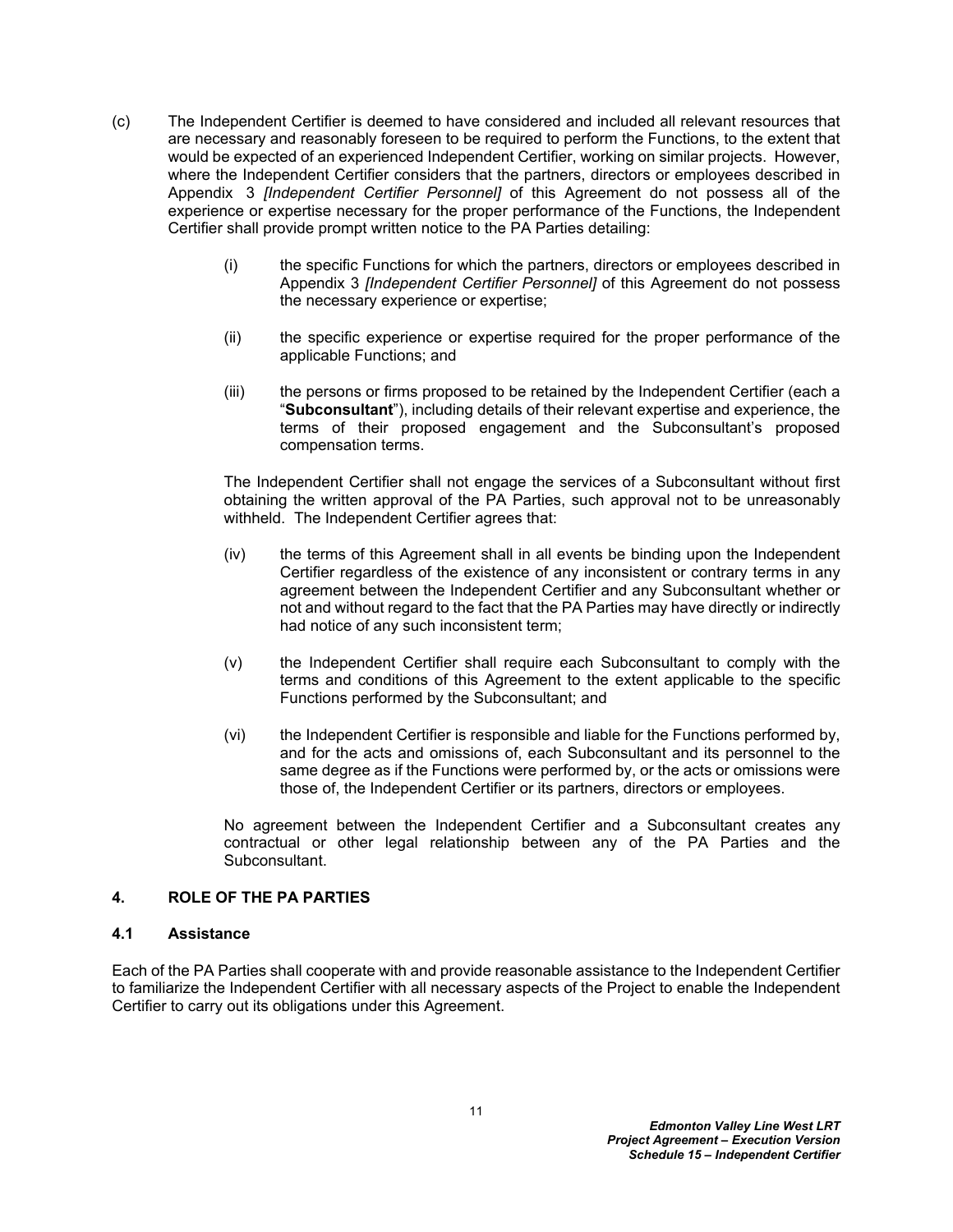(c) The Independent Certifier is deemed to have considered and included all relevant resources that are necessary and reasonably foreseen to be required to perform the Functions, to the extent that would be expected of an experienced Independent Certifier, working on similar projects. However, where the Independent Certifier considers that the partners, directors or employees described in Appendix 3 *[Independent Certifier Personnel]* of this Agreement do not possess all of the experience or expertise necessary for the proper performance of the Functions, the Independent Certifier shall provide prompt written notice to the PA Parties detailing:

(i) the specific Functions for which the partners, directors or employees described in Appendix 3 *[Independent Certifier Personnel]* of this Agreement do not possess the necessary experience or expertise;

(ii) the specific experience or expertise required for the proper performance of the applicable Functions; and

(iii) the persons or firms proposed to be retained by the Independent Certifier (each a "**Subconsultant**"), including details of their relevant expertise and experience, the terms of their proposed engagement and the Subconsultant's proposed compensation terms.

The Independent Certifier shall not engage the services of a Subconsultant without first obtaining the written approval of the PA Parties, such approval not to be unreasonably withheld. The Independent Certifier agrees that:

(iv) the terms of this Agreement shall in all events be binding upon the Independent Certifier regardless of the existence of any inconsistent or contrary terms in any agreement between the Independent Certifier and any Subconsultant whether or not and without regard to the fact that the PA Parties may have directly or indirectly had notice of any such inconsistent term;

(v) the Independent Certifier shall require each Subconsultant to comply with the terms and conditions of this Agreement to the extent applicable to the specific Functions performed by the Subconsultant; and

(vi) the Independent Certifier is responsible and liable for the Functions performed by, and for the acts and omissions of, each Subconsultant and its personnel to the same degree as if the Functions were performed by, or the acts or omissions were those of, the Independent Certifier or its partners, directors or employees.

No agreement between the Independent Certifier and a Subconsultant creates any contractual or other legal relationship between any of the PA Parties and the Subconsultant.

## 4. ROLE OF THE PA PARTIES

### 4.1 Assistance

Each of the PA Parties shall cooperate with and provide reasonable assistance to the Independent Certifier to familiarize the Independent Certifier with all necessary aspects of the Project to enable the Independent Certifier to carry out its obligations under this Agreement.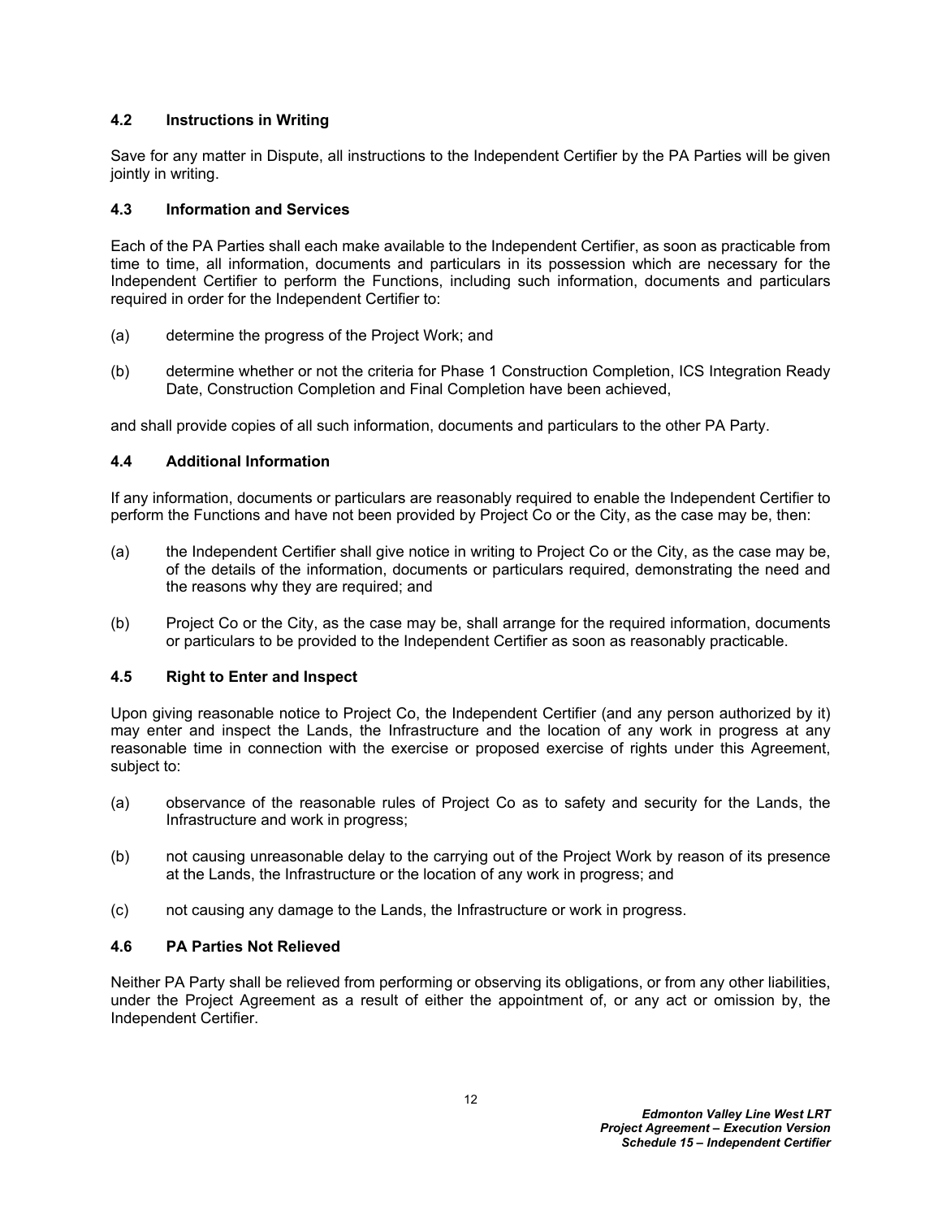### 4.2 Instructions in Writing

Save for any matter in Dispute, all instructions to the Independent Certifier by the PA Parties will be given jointly in writing.

### 4.3 Information and Services

Each of the PA Parties shall each make available to the Independent Certifier, as soon as practicable from time to time, all information, documents and particulars in its possession which are necessary for the Independent Certifier to perform the Functions, including such information, documents and particulars required in order for the Independent Certifier to:

(a) determine the progress of the Project Work; and

(b) determine whether or not the criteria for Phase 1 Construction Completion, ICS Integration Ready Date, Construction Completion and Final Completion have been achieved,

and shall provide copies of all such information, documents and particulars to the other PA Party.

### 4.4 Additional Information

If any information, documents or particulars are reasonably required to enable the Independent Certifier to perform the Functions and have not been provided by Project Co or the City, as the case may be, then:

(a) the Independent Certifier shall give notice in writing to Project Co or the City, as the case may be, of the details of the information, documents or particulars required, demonstrating the need and the reasons why they are required; and

(b) Project Co or the City, as the case may be, shall arrange for the required information, documents or particulars to be provided to the Independent Certifier as soon as reasonably practicable.

### 4.5 Right to Enter and Inspect

Upon giving reasonable notice to Project Co, the Independent Certifier (and any person authorized by it) may enter and inspect the Lands, the Infrastructure and the location of any work in progress at any reasonable time in connection with the exercise or proposed exercise of rights under this Agreement, subject to:

(a) observance of the reasonable rules of Project Co as to safety and security for the Lands, the Infrastructure and work in progress;

(b) not causing unreasonable delay to the carrying out of the Project Work by reason of its presence at the Lands, the Infrastructure or the location of any work in progress; and

(c) not causing any damage to the Lands, the Infrastructure or work in progress.

### 4.6 PA Parties Not Relieved

Neither PA Party shall be relieved from performing or observing its obligations, or from any other liabilities, under the Project Agreement as a result of either the appointment of, or any act or omission by, the Independent Certifier.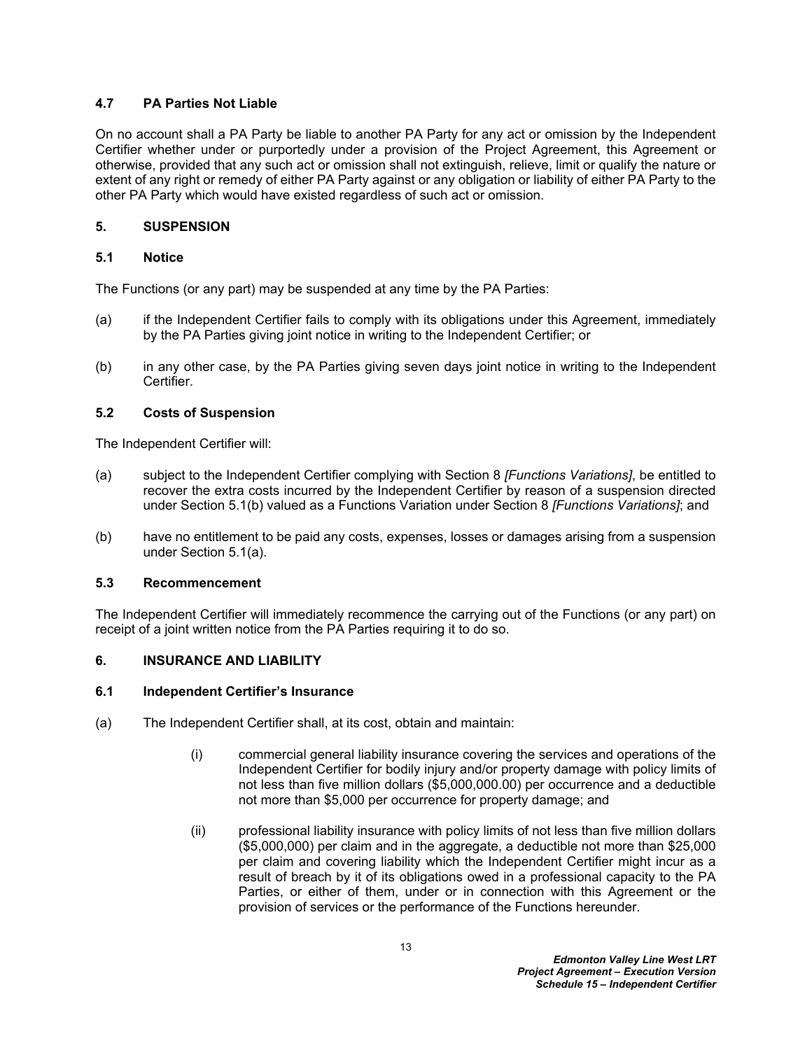### 4.7 PA Parties Not Liable

On no account shall a PA Party be liable to another PA Party for any act or omission by the Independent Certifier whether under or purportedly under a provision of the Project Agreement, this Agreement or otherwise, provided that any such act or omission shall not extinguish, relieve, limit or qualify the nature or extent of any right or remedy of either PA Party against or any obligation or liability of either PA Party to the other PA Party which would have existed regardless of such act or omission.

## 5. SUSPENSION

### 5.1 Notice

The Functions (or any part) may be suspended at any time by the PA Parties:

(a) if the Independent Certifier fails to comply with its obligations under this Agreement, immediately by the PA Parties giving joint notice in writing to the Independent Certifier; or

(b) in any other case, by the PA Parties giving seven days joint notice in writing to the Independent Certifier.

### 5.2 Costs of Suspension

The Independent Certifier will:

(a) subject to the Independent Certifier complying with Section 8 *[Functions Variations]*, be entitled to recover the extra costs incurred by the Independent Certifier by reason of a suspension directed under Section 5.1(b) valued as a Functions Variation under Section 8 *[Functions Variations]*; and

(b) have no entitlement to be paid any costs, expenses, losses or damages arising from a suspension under Section 5.1(a).

### 5.3 Recommencement

The Independent Certifier will immediately recommence the carrying out of the Functions (or any part) on receipt of a joint written notice from the PA Parties requiring it to do so.

## 6. INSURANCE AND LIABILITY

### 6.1 Independent Certifier's Insurance

(a) The Independent Certifier shall, at its cost, obtain and maintain:

  (i) commercial general liability insurance covering the services and operations of the Independent Certifier for bodily injury and/or property damage with policy limits of not less than five million dollars ($5,000,000.00) per occurrence and a deductible not more than $5,000 per occurrence for property damage; and

  (ii) professional liability insurance with policy limits of not less than five million dollars ($5,000,000) per claim and in the aggregate, a deductible not more than $25,000 per claim and covering liability which the Independent Certifier might incur as a result of breach by it of its obligations owed in a professional capacity to the PA Parties, or either of them, under or in connection with this Agreement or the provision of services or the performance of the Functions hereunder.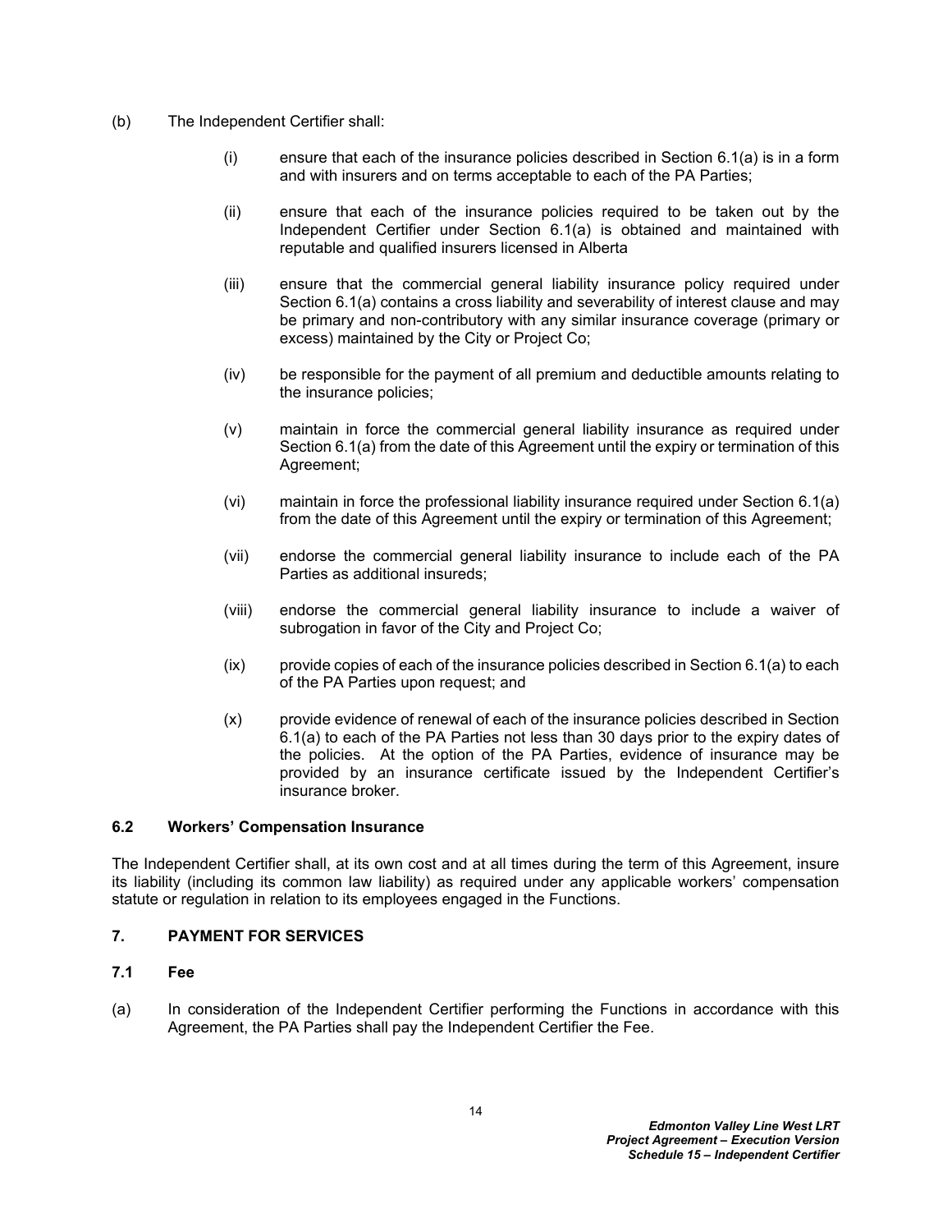(b) The Independent Certifier shall:

(i) ensure that each of the insurance policies described in Section 6.1(a) is in a form and with insurers and on terms acceptable to each of the PA Parties;

(ii) ensure that each of the insurance policies required to be taken out by the Independent Certifier under Section 6.1(a) is obtained and maintained with reputable and qualified insurers licensed in Alberta

(iii) ensure that the commercial general liability insurance policy required under Section 6.1(a) contains a cross liability and severability of interest clause and may be primary and non-contributory with any similar insurance coverage (primary or excess) maintained by the City or Project Co;

(iv) be responsible for the payment of all premium and deductible amounts relating to the insurance policies;

(v) maintain in force the commercial general liability insurance as required under Section 6.1(a) from the date of this Agreement until the expiry or termination of this Agreement;

(vi) maintain in force the professional liability insurance required under Section 6.1(a) from the date of this Agreement until the expiry or termination of this Agreement;

(vii) endorse the commercial general liability insurance to include each of the PA Parties as additional insureds;

(viii) endorse the commercial general liability insurance to include a waiver of subrogation in favor of the City and Project Co;

(ix) provide copies of each of the insurance policies described in Section 6.1(a) to each of the PA Parties upon request; and

(x) provide evidence of renewal of each of the insurance policies described in Section 6.1(a) to each of the PA Parties not less than 30 days prior to the expiry dates of the policies. At the option of the PA Parties, evidence of insurance may be provided by an insurance certificate issued by the Independent Certifier's insurance broker.

### 6.2 Workers' Compensation Insurance

The Independent Certifier shall, at its own cost and at all times during the term of this Agreement, insure its liability (including its common law liability) as required under any applicable workers' compensation statute or regulation in relation to its employees engaged in the Functions.

## 7. PAYMENT FOR SERVICES

### 7.1 Fee

(a) In consideration of the Independent Certifier performing the Functions in accordance with this Agreement, the PA Parties shall pay the Independent Certifier the Fee.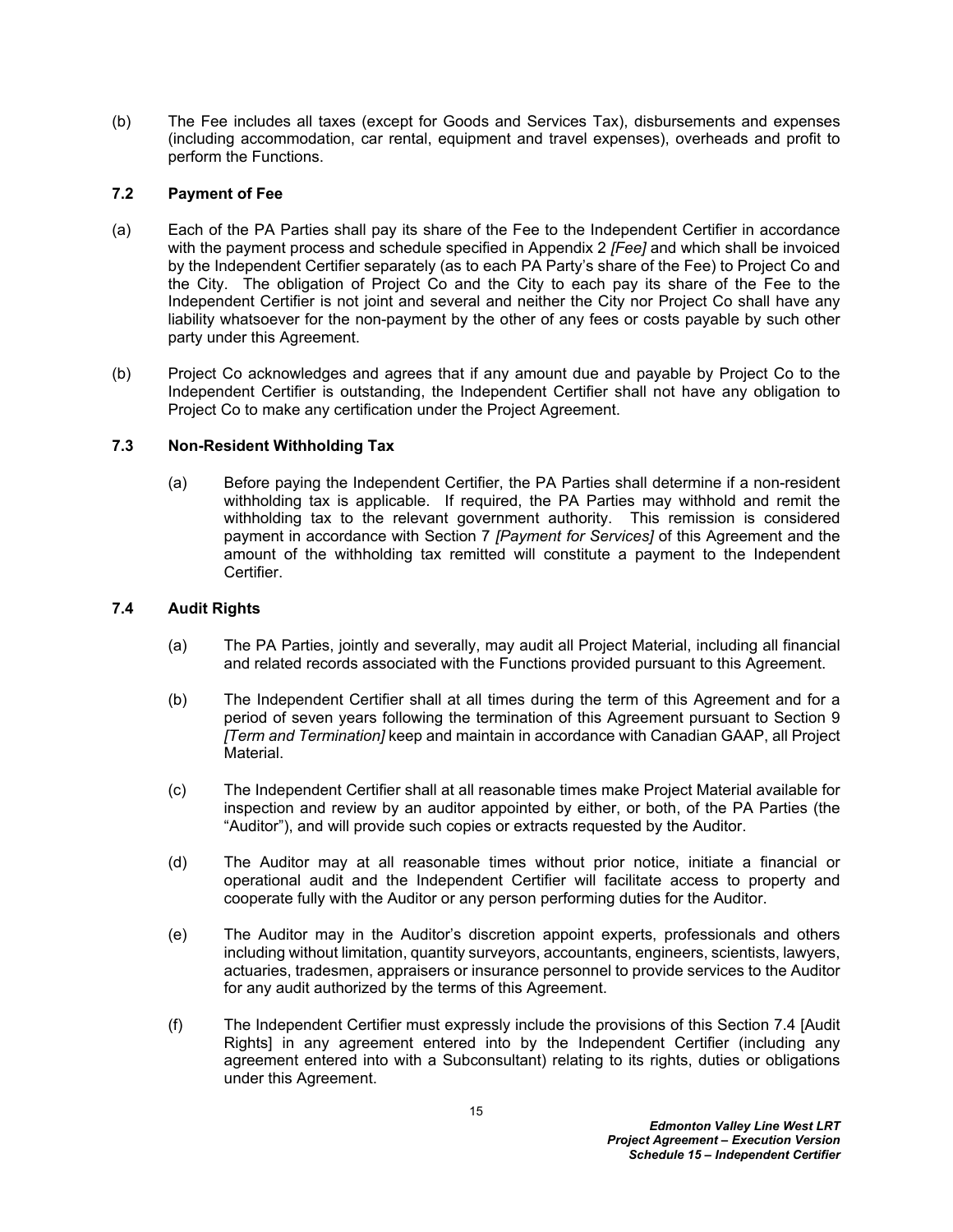(b) The Fee includes all taxes (except for Goods and Services Tax), disbursements and expenses (including accommodation, car rental, equipment and travel expenses), overheads and profit to perform the Functions.

### 7.2 Payment of Fee

(a) Each of the PA Parties shall pay its share of the Fee to the Independent Certifier in accordance with the payment process and schedule specified in Appendix 2 *[Fee]* and which shall be invoiced by the Independent Certifier separately (as to each PA Party's share of the Fee) to Project Co and the City. The obligation of Project Co and the City to each pay its share of the Fee to the Independent Certifier is not joint and several and neither the City nor Project Co shall have any liability whatsoever for the non-payment by the other of any fees or costs payable by such other party under this Agreement.

(b) Project Co acknowledges and agrees that if any amount due and payable by Project Co to the Independent Certifier is outstanding, the Independent Certifier shall not have any obligation to Project Co to make any certification under the Project Agreement.

### 7.3 Non-Resident Withholding Tax

(a) Before paying the Independent Certifier, the PA Parties shall determine if a non-resident withholding tax is applicable. If required, the PA Parties may withhold and remit the withholding tax to the relevant government authority. This remission is considered payment in accordance with Section 7 *[Payment for Services]* of this Agreement and the amount of the withholding tax remitted will constitute a payment to the Independent Certifier.

### 7.4 Audit Rights

(a) The PA Parties, jointly and severally, may audit all Project Material, including all financial and related records associated with the Functions provided pursuant to this Agreement.

(b) The Independent Certifier shall at all times during the term of this Agreement and for a period of seven years following the termination of this Agreement pursuant to Section 9 *[Term and Termination]* keep and maintain in accordance with Canadian GAAP, all Project Material.

(c) The Independent Certifier shall at all reasonable times make Project Material available for inspection and review by an auditor appointed by either, or both, of the PA Parties (the "Auditor"), and will provide such copies or extracts requested by the Auditor.

(d) The Auditor may at all reasonable times without prior notice, initiate a financial or operational audit and the Independent Certifier will facilitate access to property and cooperate fully with the Auditor or any person performing duties for the Auditor.

(e) The Auditor may in the Auditor's discretion appoint experts, professionals and others including without limitation, quantity surveyors, accountants, engineers, scientists, lawyers, actuaries, tradesmen, appraisers or insurance personnel to provide services to the Auditor for any audit authorized by the terms of this Agreement.

(f) The Independent Certifier must expressly include the provisions of this Section 7.4 [Audit Rights] in any agreement entered into by the Independent Certifier (including any agreement entered into with a Subconsultant) relating to its rights, duties or obligations under this Agreement.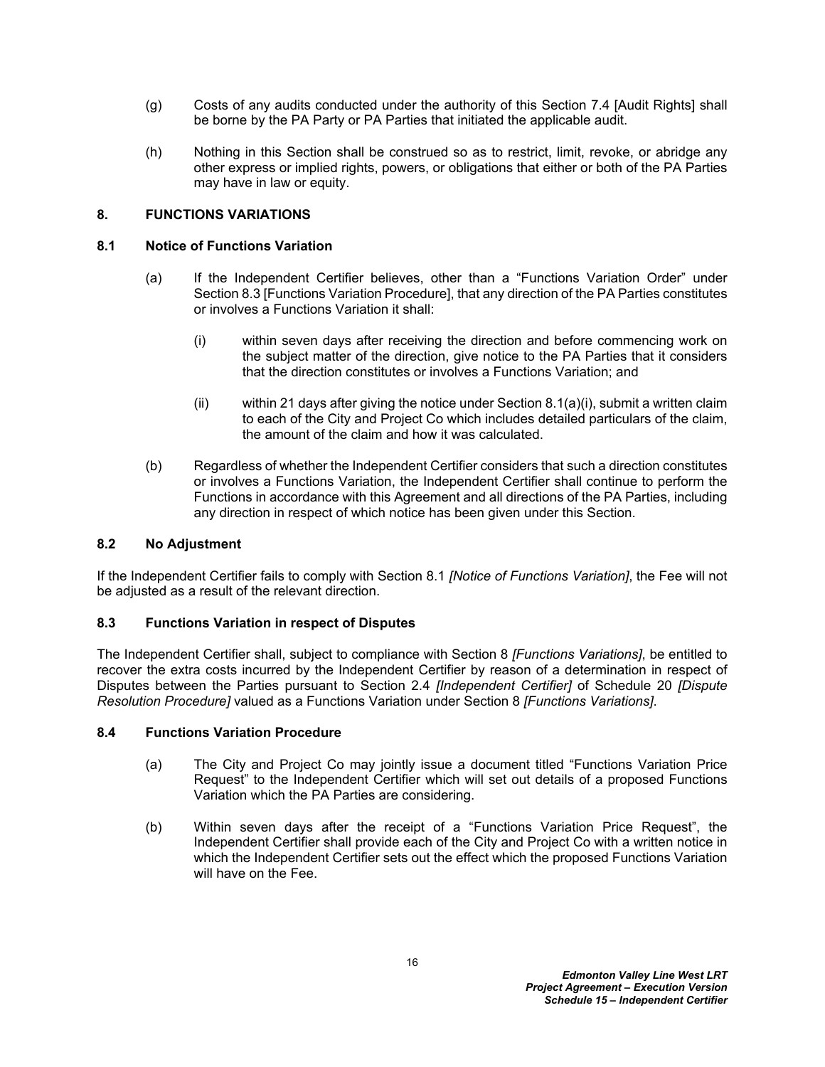(g) Costs of any audits conducted under the authority of this Section 7.4 [Audit Rights] shall be borne by the PA Party or PA Parties that initiated the applicable audit.

(h) Nothing in this Section shall be construed so as to restrict, limit, revoke, or abridge any other express or implied rights, powers, or obligations that either or both of the PA Parties may have in law or equity.

## 8. FUNCTIONS VARIATIONS

### 8.1 Notice of Functions Variation

(a) If the Independent Certifier believes, other than a "Functions Variation Order" under Section 8.3 [Functions Variation Procedure], that any direction of the PA Parties constitutes or involves a Functions Variation it shall:

(i) within seven days after receiving the direction and before commencing work on the subject matter of the direction, give notice to the PA Parties that it considers that the direction constitutes or involves a Functions Variation; and

(ii) within 21 days after giving the notice under Section 8.1(a)(i), submit a written claim to each of the City and Project Co which includes detailed particulars of the claim, the amount of the claim and how it was calculated.

(b) Regardless of whether the Independent Certifier considers that such a direction constitutes or involves a Functions Variation, the Independent Certifier shall continue to perform the Functions in accordance with this Agreement and all directions of the PA Parties, including any direction in respect of which notice has been given under this Section.

### 8.2 No Adjustment

If the Independent Certifier fails to comply with Section 8.1 *[Notice of Functions Variation]*, the Fee will not be adjusted as a result of the relevant direction.

### 8.3 Functions Variation in respect of Disputes

The Independent Certifier shall, subject to compliance with Section 8 *[Functions Variations]*, be entitled to recover the extra costs incurred by the Independent Certifier by reason of a determination in respect of Disputes between the Parties pursuant to Section 2.4 *[Independent Certifier]* of Schedule 20 *[Dispute Resolution Procedure]* valued as a Functions Variation under Section 8 *[Functions Variations]*.

### 8.4 Functions Variation Procedure

(a) The City and Project Co may jointly issue a document titled "Functions Variation Price Request" to the Independent Certifier which will set out details of a proposed Functions Variation which the PA Parties are considering.

(b) Within seven days after the receipt of a "Functions Variation Price Request", the Independent Certifier shall provide each of the City and Project Co with a written notice in which the Independent Certifier sets out the effect which the proposed Functions Variation will have on the Fee.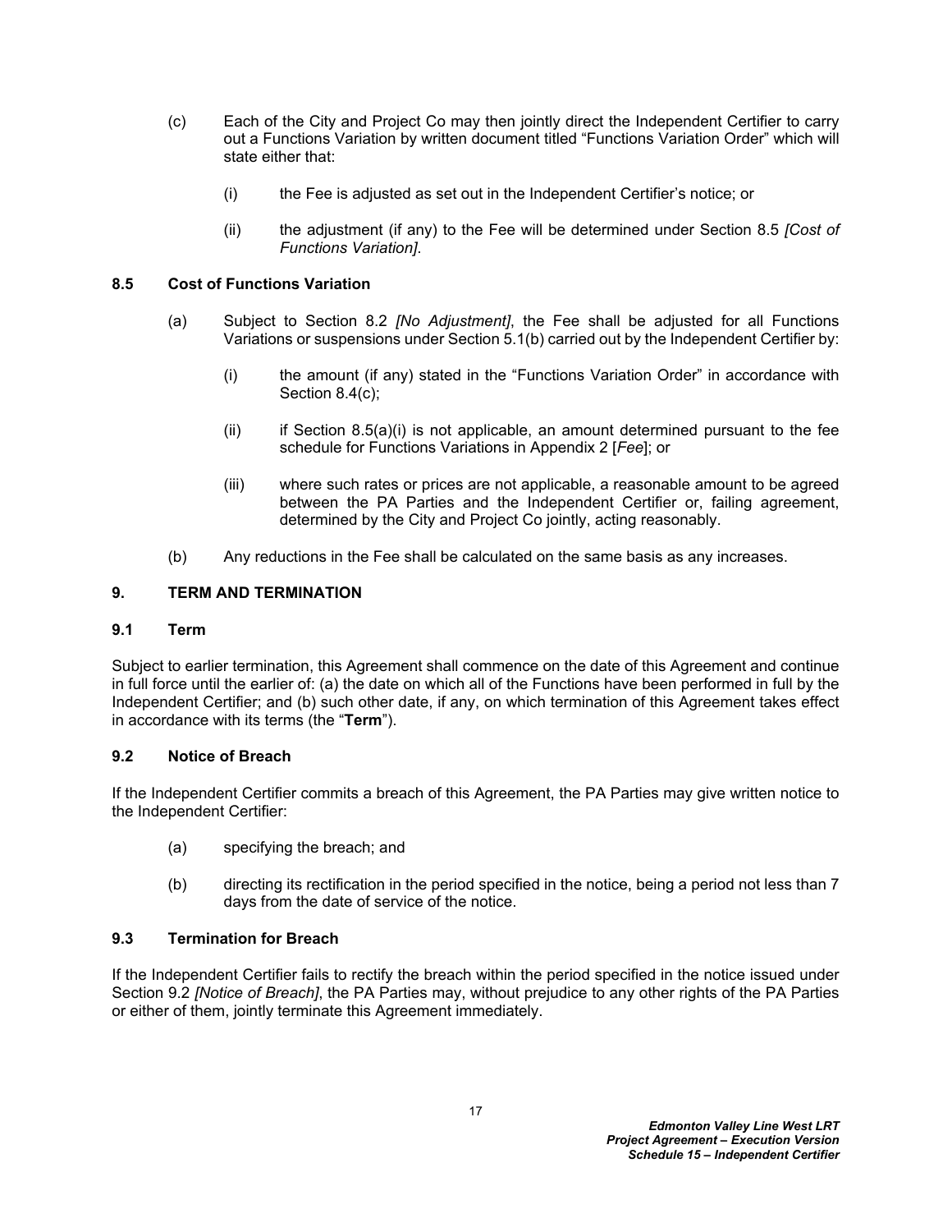(c) Each of the City and Project Co may then jointly direct the Independent Certifier to carry out a Functions Variation by written document titled "Functions Variation Order" which will state either that:

(i) the Fee is adjusted as set out in the Independent Certifier's notice; or

(ii) the adjustment (if any) to the Fee will be determined under Section 8.5 *[Cost of Functions Variation]*.

### 8.5 Cost of Functions Variation

(a) Subject to Section 8.2 *[No Adjustment]*, the Fee shall be adjusted for all Functions Variations or suspensions under Section 5.1(b) carried out by the Independent Certifier by:

(i) the amount (if any) stated in the "Functions Variation Order" in accordance with Section 8.4(c);

(ii) if Section 8.5(a)(i) is not applicable, an amount determined pursuant to the fee schedule for Functions Variations in Appendix 2 [*Fee*]; or

(iii) where such rates or prices are not applicable, a reasonable amount to be agreed between the PA Parties and the Independent Certifier or, failing agreement, determined by the City and Project Co jointly, acting reasonably.

(b) Any reductions in the Fee shall be calculated on the same basis as any increases.

## 9. TERM AND TERMINATION

### 9.1 Term

Subject to earlier termination, this Agreement shall commence on the date of this Agreement and continue in full force until the earlier of: (a) the date on which all of the Functions have been performed in full by the Independent Certifier; and (b) such other date, if any, on which termination of this Agreement takes effect in accordance with its terms (the "**Term**").

### 9.2 Notice of Breach

If the Independent Certifier commits a breach of this Agreement, the PA Parties may give written notice to the Independent Certifier:

(a) specifying the breach; and

(b) directing its rectification in the period specified in the notice, being a period not less than 7 days from the date of service of the notice.

### 9.3 Termination for Breach

If the Independent Certifier fails to rectify the breach within the period specified in the notice issued under Section 9.2 *[Notice of Breach]*, the PA Parties may, without prejudice to any other rights of the PA Parties or either of them, jointly terminate this Agreement immediately.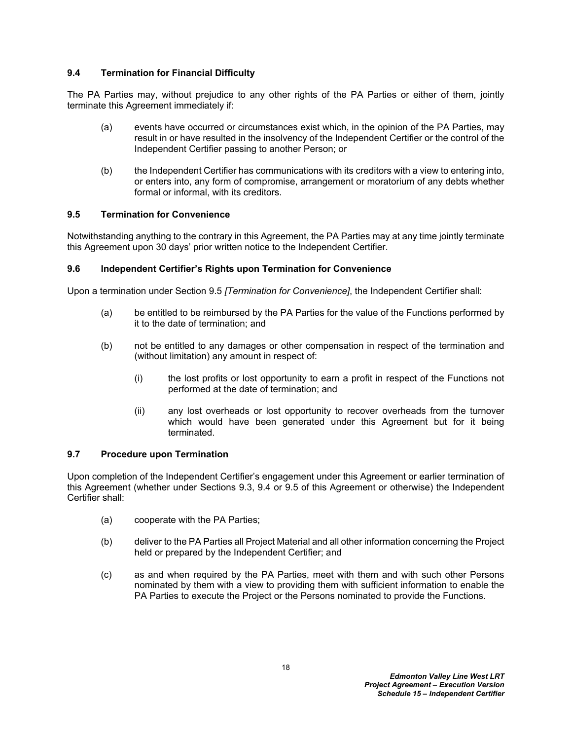### 9.4 Termination for Financial Difficulty

The PA Parties may, without prejudice to any other rights of the PA Parties or either of them, jointly terminate this Agreement immediately if:

(a) events have occurred or circumstances exist which, in the opinion of the PA Parties, may result in or have resulted in the insolvency of the Independent Certifier or the control of the Independent Certifier passing to another Person; or

(b) the Independent Certifier has communications with its creditors with a view to entering into, or enters into, any form of compromise, arrangement or moratorium of any debts whether formal or informal, with its creditors.

### 9.5 Termination for Convenience

Notwithstanding anything to the contrary in this Agreement, the PA Parties may at any time jointly terminate this Agreement upon 30 days' prior written notice to the Independent Certifier.

### 9.6 Independent Certifier's Rights upon Termination for Convenience

Upon a termination under Section 9.5 *[Termination for Convenience]*, the Independent Certifier shall:

(a) be entitled to be reimbursed by the PA Parties for the value of the Functions performed by it to the date of termination; and

(b) not be entitled to any damages or other compensation in respect of the termination and (without limitation) any amount in respect of:

   (i) the lost profits or lost opportunity to earn a profit in respect of the Functions not performed at the date of termination; and

   (ii) any lost overheads or lost opportunity to recover overheads from the turnover which would have been generated under this Agreement but for it being terminated.

### 9.7 Procedure upon Termination

Upon completion of the Independent Certifier's engagement under this Agreement or earlier termination of this Agreement (whether under Sections 9.3, 9.4 or 9.5 of this Agreement or otherwise) the Independent Certifier shall:

(a) cooperate with the PA Parties;

(b) deliver to the PA Parties all Project Material and all other information concerning the Project held or prepared by the Independent Certifier; and

(c) as and when required by the PA Parties, meet with them and with such other Persons nominated by them with a view to providing them with sufficient information to enable the PA Parties to execute the Project or the Persons nominated to provide the Functions.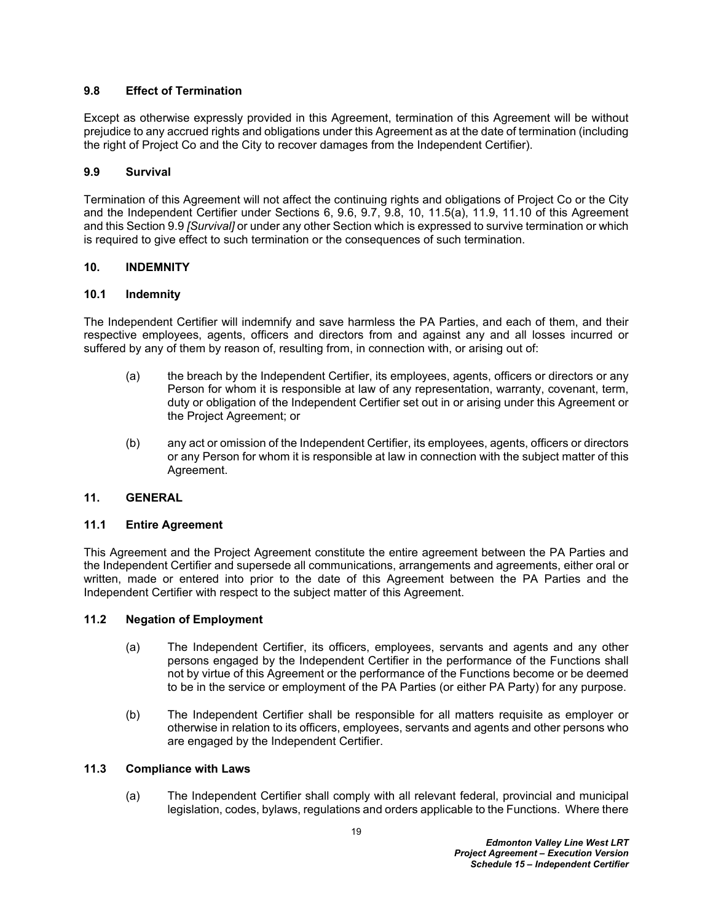### 9.8 Effect of Termination

Except as otherwise expressly provided in this Agreement, termination of this Agreement will be without prejudice to any accrued rights and obligations under this Agreement as at the date of termination (including the right of Project Co and the City to recover damages from the Independent Certifier).

### 9.9 Survival

Termination of this Agreement will not affect the continuing rights and obligations of Project Co or the City and the Independent Certifier under Sections 6, 9.6, 9.7, 9.8, 10, 11.5(a), 11.9, 11.10 of this Agreement and this Section 9.9 *[Survival]* or under any other Section which is expressed to survive termination or which is required to give effect to such termination or the consequences of such termination.

## 10. INDEMNITY

### 10.1 Indemnity

The Independent Certifier will indemnify and save harmless the PA Parties, and each of them, and their respective employees, agents, officers and directors from and against any and all losses incurred or suffered by any of them by reason of, resulting from, in connection with, or arising out of:

(a) the breach by the Independent Certifier, its employees, agents, officers or directors or any Person for whom it is responsible at law of any representation, warranty, covenant, term, duty or obligation of the Independent Certifier set out in or arising under this Agreement or the Project Agreement; or

(b) any act or omission of the Independent Certifier, its employees, agents, officers or directors or any Person for whom it is responsible at law in connection with the subject matter of this Agreement.

## 11. GENERAL

### 11.1 Entire Agreement

This Agreement and the Project Agreement constitute the entire agreement between the PA Parties and the Independent Certifier and supersede all communications, arrangements and agreements, either oral or written, made or entered into prior to the date of this Agreement between the PA Parties and the Independent Certifier with respect to the subject matter of this Agreement.

### 11.2 Negation of Employment

(a) The Independent Certifier, its officers, employees, servants and agents and any other persons engaged by the Independent Certifier in the performance of the Functions shall not by virtue of this Agreement or the performance of the Functions become or be deemed to be in the service or employment of the PA Parties (or either PA Party) for any purpose.

(b) The Independent Certifier shall be responsible for all matters requisite as employer or otherwise in relation to its officers, employees, servants and agents and other persons who are engaged by the Independent Certifier.

### 11.3 Compliance with Laws

(a) The Independent Certifier shall comply with all relevant federal, provincial and municipal legislation, codes, bylaws, regulations and orders applicable to the Functions. Where there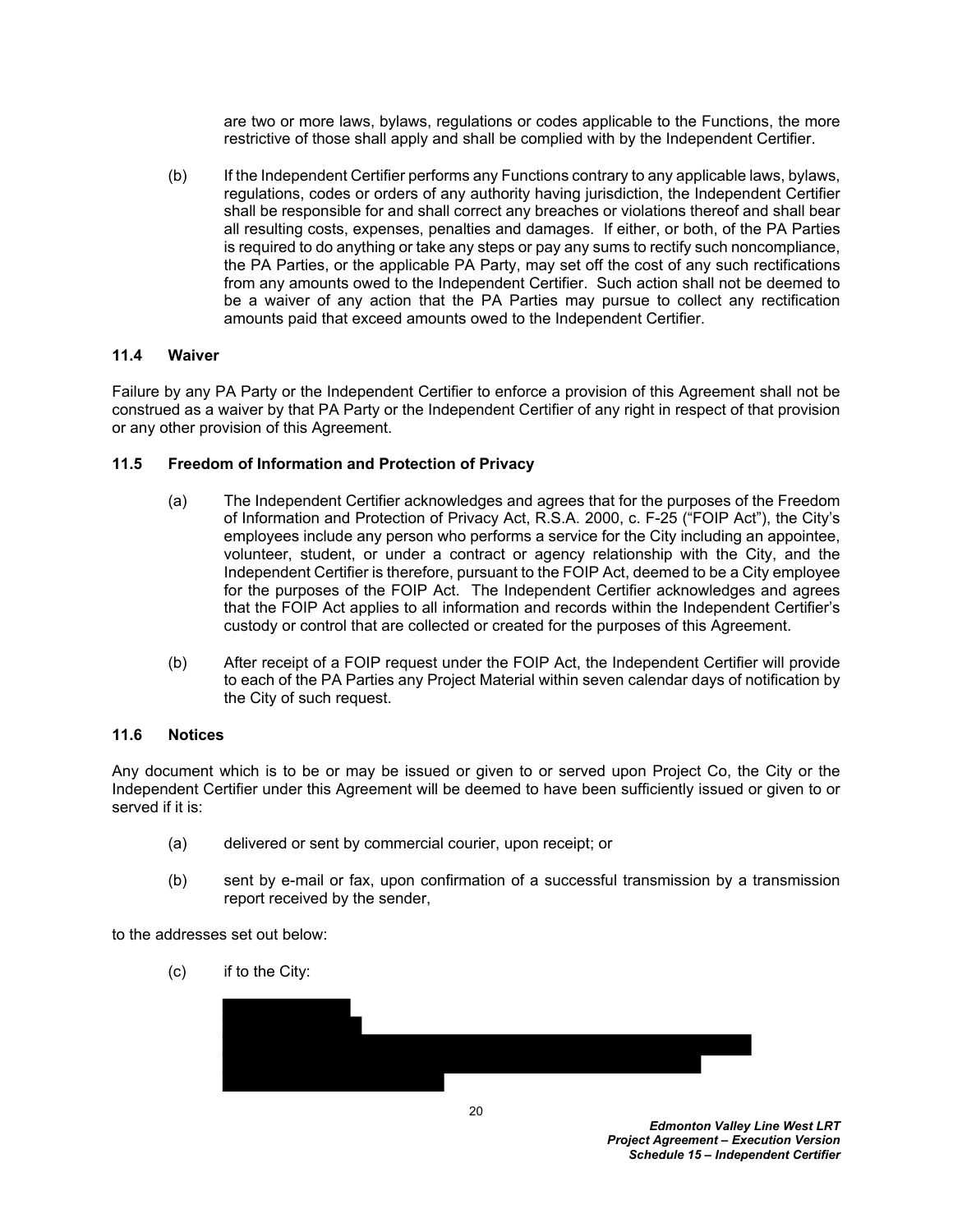are two or more laws, bylaws, regulations or codes applicable to the Functions, the more restrictive of those shall apply and shall be complied with by the Independent Certifier.

(b) If the Independent Certifier performs any Functions contrary to any applicable laws, bylaws, regulations, codes or orders of any authority having jurisdiction, the Independent Certifier shall be responsible for and shall correct any breaches or violations thereof and shall bear all resulting costs, expenses, penalties and damages. If either, or both, of the PA Parties is required to do anything or take any steps or pay any sums to rectify such noncompliance, the PA Parties, or the applicable PA Party, may set off the cost of any such rectifications from any amounts owed to the Independent Certifier. Such action shall not be deemed to be a waiver of any action that the PA Parties may pursue to collect any rectification amounts paid that exceed amounts owed to the Independent Certifier.

### 11.4 Waiver

Failure by any PA Party or the Independent Certifier to enforce a provision of this Agreement shall not be construed as a waiver by that PA Party or the Independent Certifier of any right in respect of that provision or any other provision of this Agreement.

### 11.5 Freedom of Information and Protection of Privacy

(a) The Independent Certifier acknowledges and agrees that for the purposes of the Freedom of Information and Protection of Privacy Act, R.S.A. 2000, c. F-25 ("FOIP Act"), the City's employees include any person who performs a service for the City including an appointee, volunteer, student, or under a contract or agency relationship with the City, and the Independent Certifier is therefore, pursuant to the FOIP Act, deemed to be a City employee for the purposes of the FOIP Act. The Independent Certifier acknowledges and agrees that the FOIP Act applies to all information and records within the Independent Certifier's custody or control that are collected or created for the purposes of this Agreement.

(b) After receipt of a FOIP request under the FOIP Act, the Independent Certifier will provide to each of the PA Parties any Project Material within seven calendar days of notification by the City of such request.

### 11.6 Notices

Any document which is to be or may be issued or given to or served upon Project Co, the City or the Independent Certifier under this Agreement will be deemed to have been sufficiently issued or given to or served if it is:

(a) delivered or sent by commercial courier, upon receipt; or

(b) sent by e-mail or fax, upon confirmation of a successful transmission by a transmission report received by the sender,

to the addresses set out below:

(c) if to the City: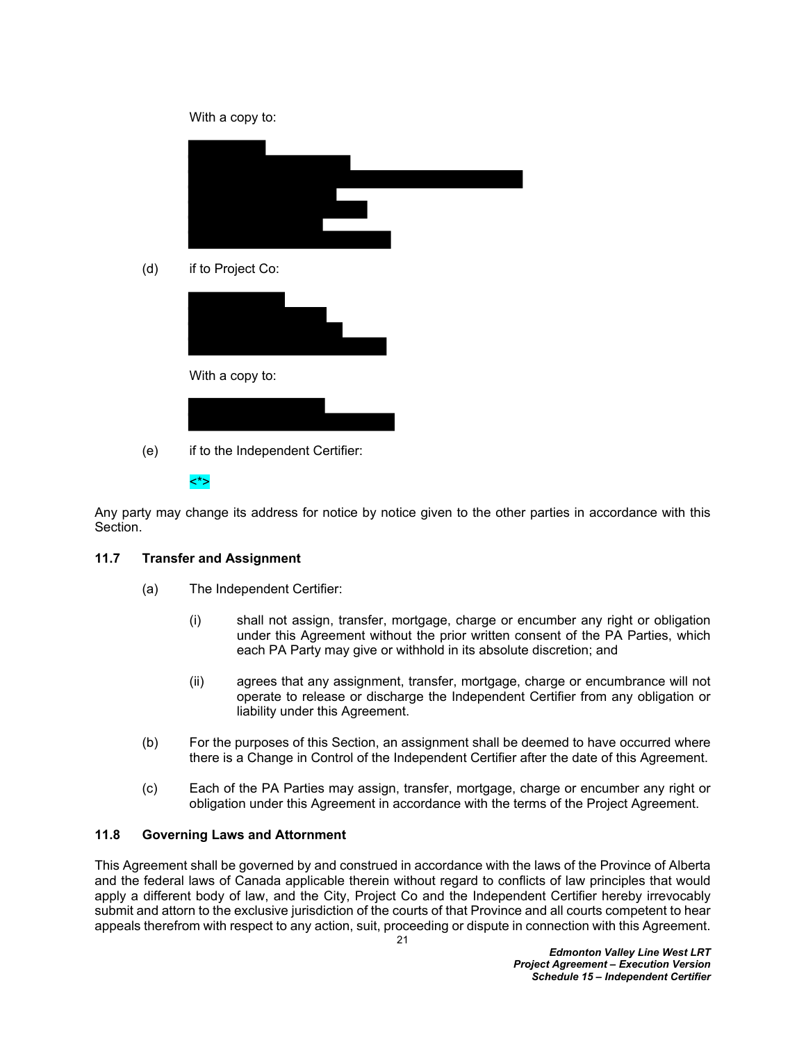With a copy to:

(d) if to Project Co:

With a copy to:

(e) if to the Independent Certifier:

<*>

Any party may change its address for notice by notice given to the other parties in accordance with this Section.

### 11.7 Transfer and Assignment

(a) The Independent Certifier:

  (i) shall not assign, transfer, mortgage, charge or encumber any right or obligation under this Agreement without the prior written consent of the PA Parties, which each PA Party may give or withhold in its absolute discretion; and

  (ii) agrees that any assignment, transfer, mortgage, charge or encumbrance will not operate to release or discharge the Independent Certifier from any obligation or liability under this Agreement.

(b) For the purposes of this Section, an assignment shall be deemed to have occurred where there is a Change in Control of the Independent Certifier after the date of this Agreement.

(c) Each of the PA Parties may assign, transfer, mortgage, charge or encumber any right or obligation under this Agreement in accordance with the terms of the Project Agreement.

### 11.8 Governing Laws and Attornment

This Agreement shall be governed by and construed in accordance with the laws of the Province of Alberta and the federal laws of Canada applicable therein without regard to conflicts of law principles that would apply a different body of law, and the City, Project Co and the Independent Certifier hereby irrevocably submit and attorn to the exclusive jurisdiction of the courts of that Province and all courts competent to hear appeals therefrom with respect to any action, suit, proceeding or dispute in connection with this Agreement.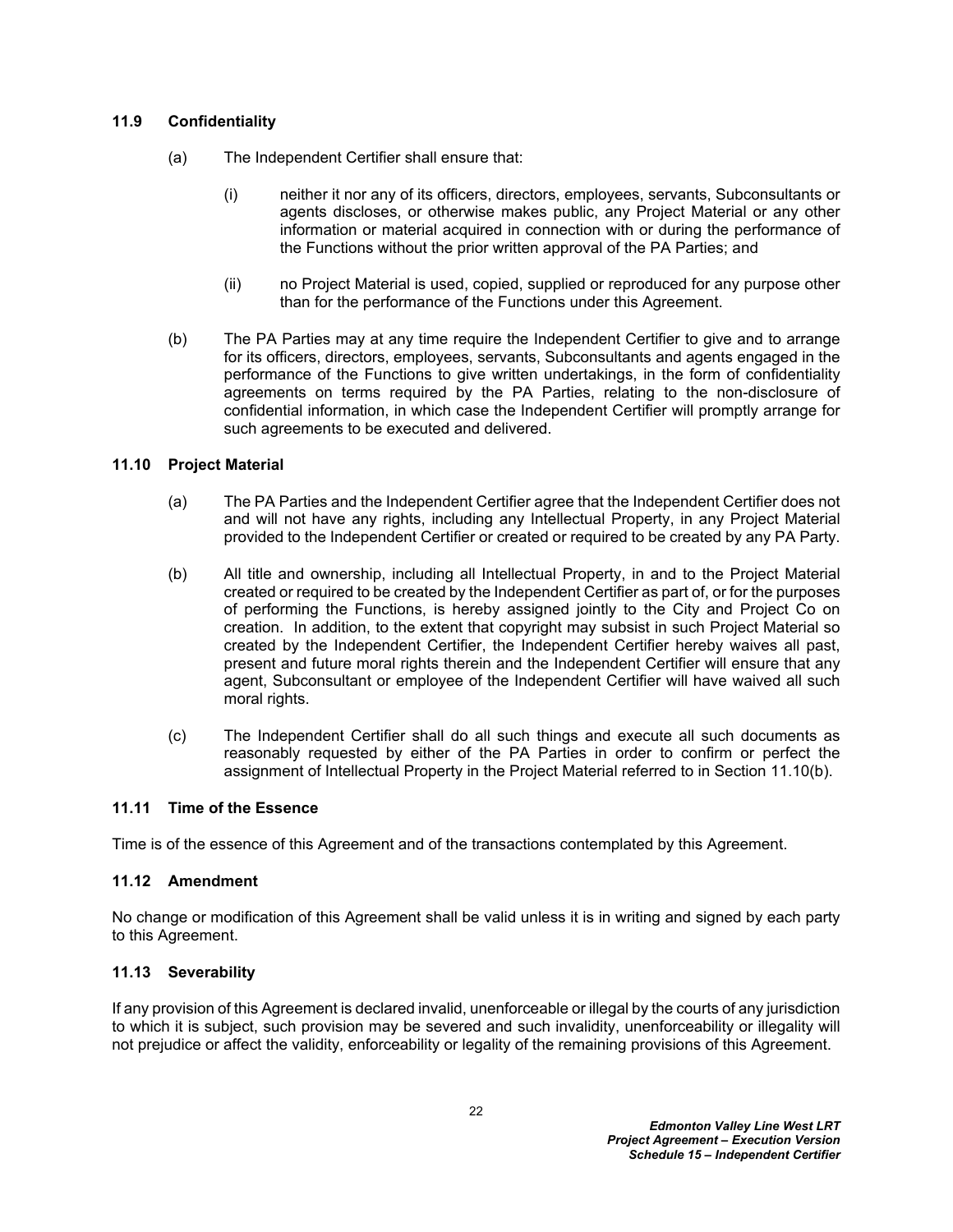### 11.9 Confidentiality

(a) The Independent Certifier shall ensure that:

(i) neither it nor any of its officers, directors, employees, servants, Subconsultants or agents discloses, or otherwise makes public, any Project Material or any other information or material acquired in connection with or during the performance of the Functions without the prior written approval of the PA Parties; and

(ii) no Project Material is used, copied, supplied or reproduced for any purpose other than for the performance of the Functions under this Agreement.

(b) The PA Parties may at any time require the Independent Certifier to give and to arrange for its officers, directors, employees, servants, Subconsultants and agents engaged in the performance of the Functions to give written undertakings, in the form of confidentiality agreements on terms required by the PA Parties, relating to the non-disclosure of confidential information, in which case the Independent Certifier will promptly arrange for such agreements to be executed and delivered.

### 11.10 Project Material

(a) The PA Parties and the Independent Certifier agree that the Independent Certifier does not and will not have any rights, including any Intellectual Property, in any Project Material provided to the Independent Certifier or created or required to be created by any PA Party.

(b) All title and ownership, including all Intellectual Property, in and to the Project Material created or required to be created by the Independent Certifier as part of, or for the purposes of performing the Functions, is hereby assigned jointly to the City and Project Co on creation. In addition, to the extent that copyright may subsist in such Project Material so created by the Independent Certifier, the Independent Certifier hereby waives all past, present and future moral rights therein and the Independent Certifier will ensure that any agent, Subconsultant or employee of the Independent Certifier will have waived all such moral rights.

(c) The Independent Certifier shall do all such things and execute all such documents as reasonably requested by either of the PA Parties in order to confirm or perfect the assignment of Intellectual Property in the Project Material referred to in Section 11.10(b).

### 11.11 Time of the Essence

Time is of the essence of this Agreement and of the transactions contemplated by this Agreement.

### 11.12 Amendment

No change or modification of this Agreement shall be valid unless it is in writing and signed by each party to this Agreement.

### 11.13 Severability

If any provision of this Agreement is declared invalid, unenforceable or illegal by the courts of any jurisdiction to which it is subject, such provision may be severed and such invalidity, unenforceability or illegality will not prejudice or affect the validity, enforceability or legality of the remaining provisions of this Agreement.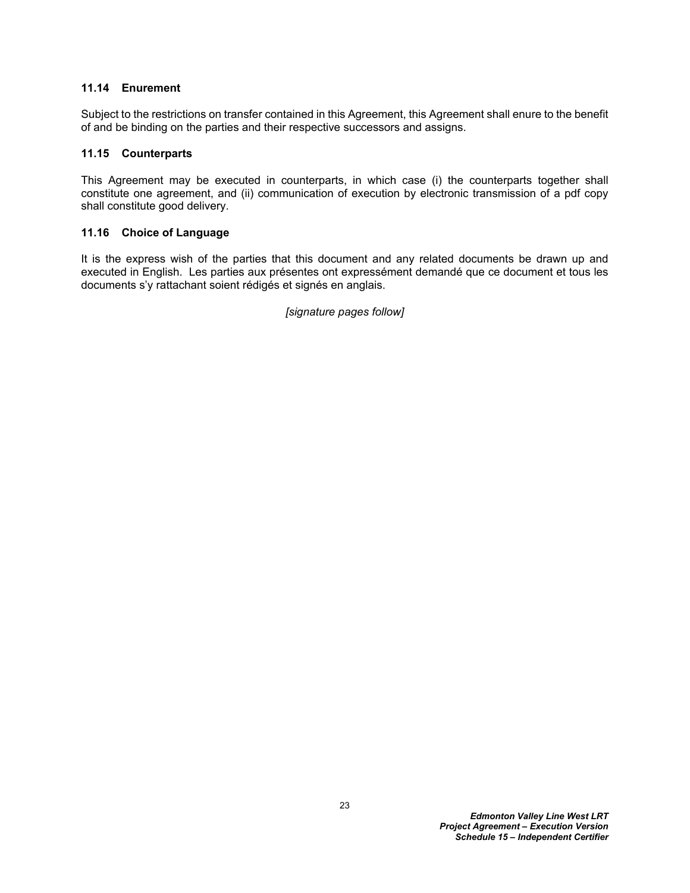### 11.14 Enurement

Subject to the restrictions on transfer contained in this Agreement, this Agreement shall enure to the benefit of and be binding on the parties and their respective successors and assigns.

### 11.15 Counterparts

This Agreement may be executed in counterparts, in which case (i) the counterparts together shall constitute one agreement, and (ii) communication of execution by electronic transmission of a pdf copy shall constitute good delivery.

### 11.16 Choice of Language

It is the express wish of the parties that this document and any related documents be drawn up and executed in English. Les parties aux présentes ont expressément demandé que ce document et tous les documents s'y rattachant soient rédigés et signés en anglais.

*[signature pages follow]*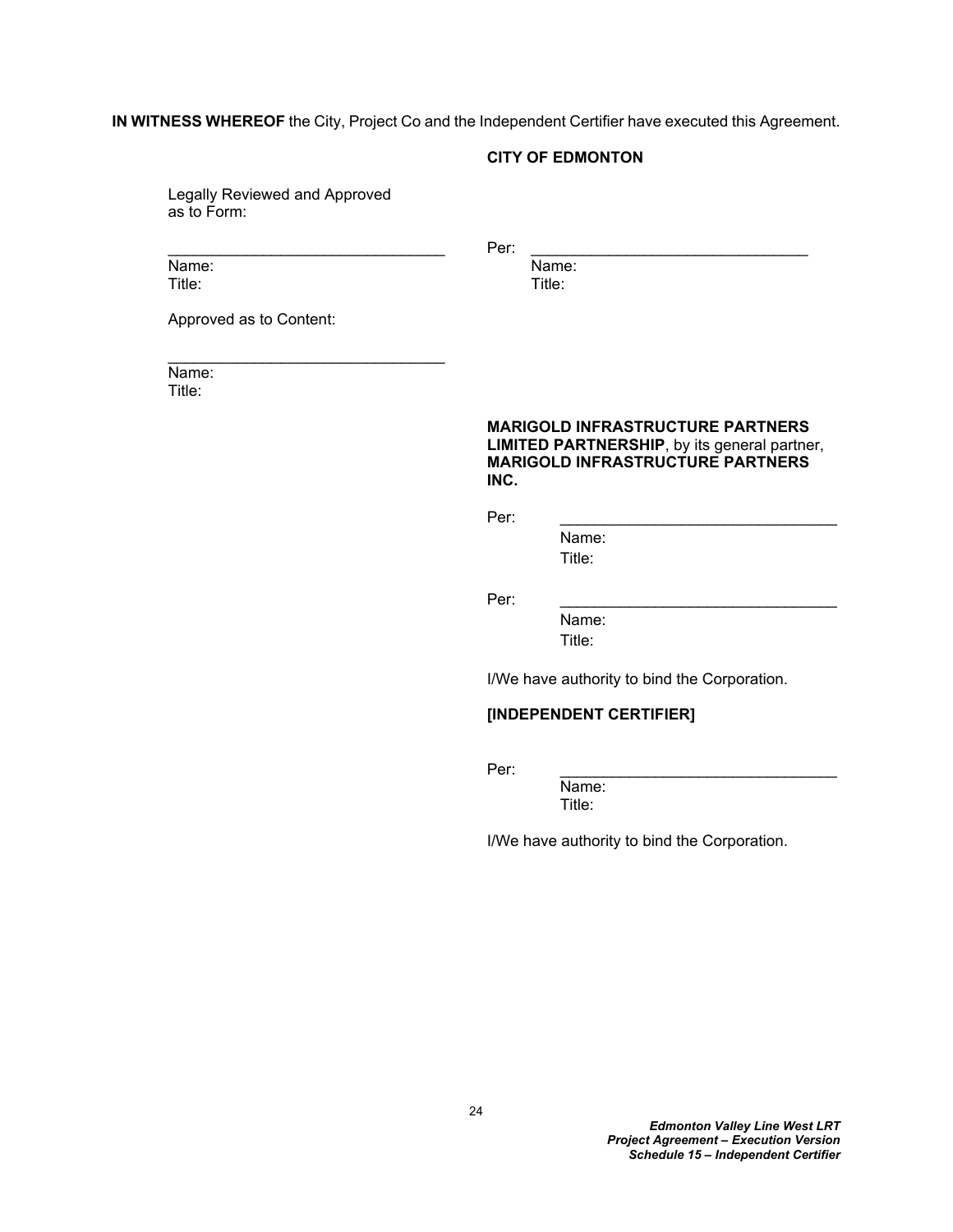**IN WITNESS WHEREOF** the City, Project Co and the Independent Certifier have executed this Agreement.

**CITY OF EDMONTON**

Legally Reviewed and Approved as to Form:

\_\_\_\_\_\_\_\_\_\_\_\_\_\_\_\_\_\_\_\_\_\_\_\_\_\_\_\_\_\_\_\_
Name:
Title:

Per: \_\_\_\_\_\_\_\_\_\_\_\_\_\_\_\_\_\_\_\_\_\_\_\_\_\_\_\_\_\_\_\_
Name:
Title:

Approved as to Content:

\_\_\_\_\_\_\_\_\_\_\_\_\_\_\_\_\_\_\_\_\_\_\_\_\_\_\_\_\_\_\_\_
Name:
Title:

**MARIGOLD INFRASTRUCTURE PARTNERS LIMITED PARTNERSHIP**, by its general partner, **MARIGOLD INFRASTRUCTURE PARTNERS INC.**

Per: \_\_\_\_\_\_\_\_\_\_\_\_\_\_\_\_\_\_\_\_\_\_\_\_\_\_\_\_\_\_\_\_
Name:
Title:

Per: \_\_\_\_\_\_\_\_\_\_\_\_\_\_\_\_\_\_\_\_\_\_\_\_\_\_\_\_\_\_\_\_
Name:
Title:

I/We have authority to bind the Corporation.

**[INDEPENDENT CERTIFIER]**

Per: \_\_\_\_\_\_\_\_\_\_\_\_\_\_\_\_\_\_\_\_\_\_\_\_\_\_\_\_\_\_\_\_
Name:
Title:

I/We have authority to bind the Corporation.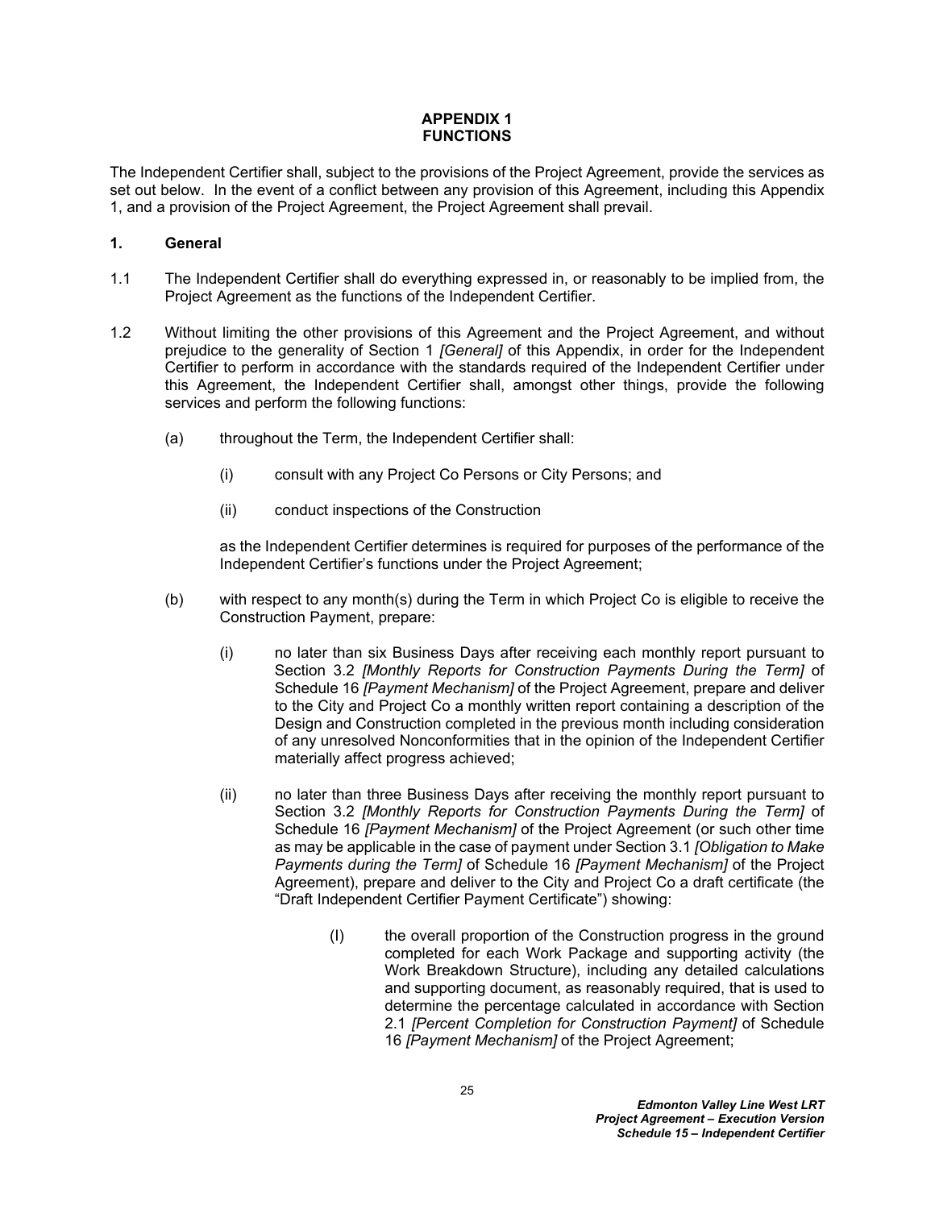# APPENDIX 1
# FUNCTIONS

The Independent Certifier shall, subject to the provisions of the Project Agreement, provide the services as set out below. In the event of a conflict between any provision of this Agreement, including this Appendix 1, and a provision of the Project Agreement, the Project Agreement shall prevail.

**1. General**

1.1 The Independent Certifier shall do everything expressed in, or reasonably to be implied from, the Project Agreement as the functions of the Independent Certifier.

1.2 Without limiting the other provisions of this Agreement and the Project Agreement, and without prejudice to the generality of Section 1 *[General]* of this Appendix, in order for the Independent Certifier to perform in accordance with the standards required of the Independent Certifier under this Agreement, the Independent Certifier shall, amongst other things, provide the following services and perform the following functions:

(a) throughout the Term, the Independent Certifier shall:

(i) consult with any Project Co Persons or City Persons; and

(ii) conduct inspections of the Construction

as the Independent Certifier determines is required for purposes of the performance of the Independent Certifier's functions under the Project Agreement;

(b) with respect to any month(s) during the Term in which Project Co is eligible to receive the Construction Payment, prepare:

(i) no later than six Business Days after receiving each monthly report pursuant to Section 3.2 *[Monthly Reports for Construction Payments During the Term]* of Schedule 16 *[Payment Mechanism]* of the Project Agreement, prepare and deliver to the City and Project Co a monthly written report containing a description of the Design and Construction completed in the previous month including consideration of any unresolved Nonconformities that in the opinion of the Independent Certifier materially affect progress achieved;

(ii) no later than three Business Days after receiving the monthly report pursuant to Section 3.2 *[Monthly Reports for Construction Payments During the Term]* of Schedule 16 *[Payment Mechanism]* of the Project Agreement (or such other time as may be applicable in the case of payment under Section 3.1 *[Obligation to Make Payments during the Term]* of Schedule 16 *[Payment Mechanism]* of the Project Agreement), prepare and deliver to the City and Project Co a draft certificate (the "Draft Independent Certifier Payment Certificate") showing:

(I) the overall proportion of the Construction progress in the ground completed for each Work Package and supporting activity (the Work Breakdown Structure), including any detailed calculations and supporting document, as reasonably required, that is used to determine the percentage calculated in accordance with Section 2.1 *[Percent Completion for Construction Payment]* of Schedule 16 *[Payment Mechanism]* of the Project Agreement;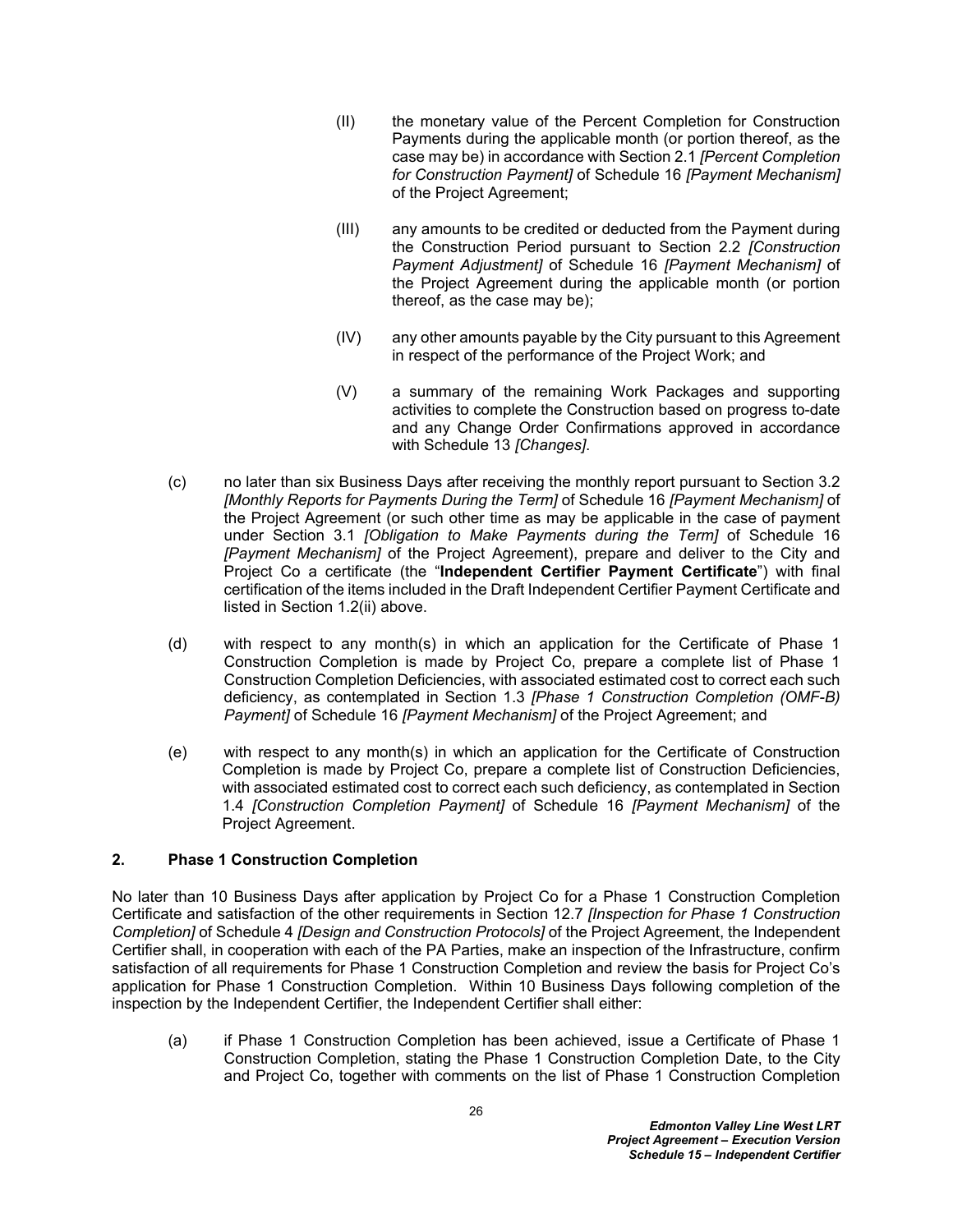(II) the monetary value of the Percent Completion for Construction Payments during the applicable month (or portion thereof, as the case may be) in accordance with Section 2.1 *[Percent Completion for Construction Payment]* of Schedule 16 *[Payment Mechanism]* of the Project Agreement;

(III) any amounts to be credited or deducted from the Payment during the Construction Period pursuant to Section 2.2 *[Construction Payment Adjustment]* of Schedule 16 *[Payment Mechanism]* of the Project Agreement during the applicable month (or portion thereof, as the case may be);

(IV) any other amounts payable by the City pursuant to this Agreement in respect of the performance of the Project Work; and

(V) a summary of the remaining Work Packages and supporting activities to complete the Construction based on progress to-date and any Change Order Confirmations approved in accordance with Schedule 13 *[Changes]*.

(c) no later than six Business Days after receiving the monthly report pursuant to Section 3.2 *[Monthly Reports for Payments During the Term]* of Schedule 16 *[Payment Mechanism]* of the Project Agreement (or such other time as may be applicable in the case of payment under Section 3.1 *[Obligation to Make Payments during the Term]* of Schedule 16 *[Payment Mechanism]* of the Project Agreement), prepare and deliver to the City and Project Co a certificate (the "**Independent Certifier Payment Certificate**") with final certification of the items included in the Draft Independent Certifier Payment Certificate and listed in Section 1.2(ii) above.

(d) with respect to any month(s) in which an application for the Certificate of Phase 1 Construction Completion is made by Project Co, prepare a complete list of Phase 1 Construction Completion Deficiencies, with associated estimated cost to correct each such deficiency, as contemplated in Section 1.3 *[Phase 1 Construction Completion (OMF-B) Payment]* of Schedule 16 *[Payment Mechanism]* of the Project Agreement; and

(e) with respect to any month(s) in which an application for the Certificate of Construction Completion is made by Project Co, prepare a complete list of Construction Deficiencies, with associated estimated cost to correct each such deficiency, as contemplated in Section 1.4 *[Construction Completion Payment]* of Schedule 16 *[Payment Mechanism]* of the Project Agreement.

## 2. Phase 1 Construction Completion

No later than 10 Business Days after application by Project Co for a Phase 1 Construction Completion Certificate and satisfaction of the other requirements in Section 12.7 *[Inspection for Phase 1 Construction Completion]* of Schedule 4 *[Design and Construction Protocols]* of the Project Agreement, the Independent Certifier shall, in cooperation with each of the PA Parties, make an inspection of the Infrastructure, confirm satisfaction of all requirements for Phase 1 Construction Completion and review the basis for Project Co's application for Phase 1 Construction Completion. Within 10 Business Days following completion of the inspection by the Independent Certifier, the Independent Certifier shall either:

(a) if Phase 1 Construction Completion has been achieved, issue a Certificate of Phase 1 Construction Completion, stating the Phase 1 Construction Completion Date, to the City and Project Co, together with comments on the list of Phase 1 Construction Completion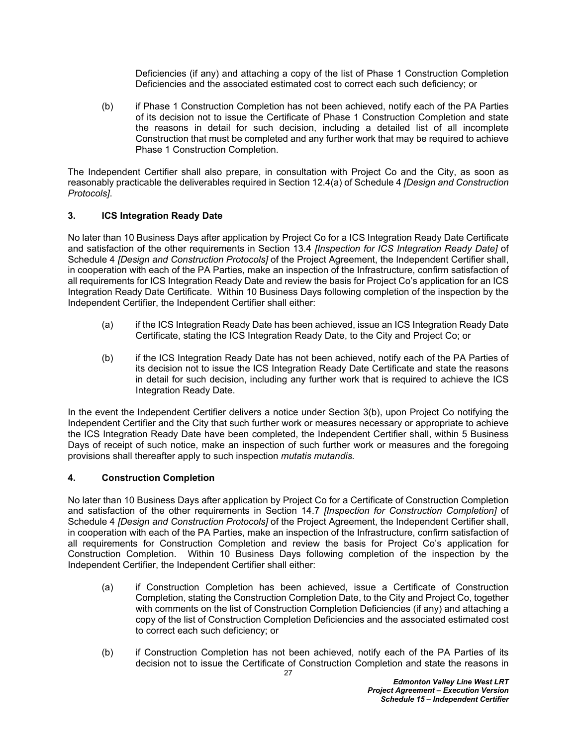Deficiencies (if any) and attaching a copy of the list of Phase 1 Construction Completion Deficiencies and the associated estimated cost to correct each such deficiency; or

(b) if Phase 1 Construction Completion has not been achieved, notify each of the PA Parties of its decision not to issue the Certificate of Phase 1 Construction Completion and state the reasons in detail for such decision, including a detailed list of all incomplete Construction that must be completed and any further work that may be required to achieve Phase 1 Construction Completion.

The Independent Certifier shall also prepare, in consultation with Project Co and the City, as soon as reasonably practicable the deliverables required in Section 12.4(a) of Schedule 4 *[Design and Construction Protocols]*.

## 3. ICS Integration Ready Date

No later than 10 Business Days after application by Project Co for a ICS Integration Ready Date Certificate and satisfaction of the other requirements in Section 13.4 *[Inspection for ICS Integration Ready Date]* of Schedule 4 *[Design and Construction Protocols]* of the Project Agreement, the Independent Certifier shall, in cooperation with each of the PA Parties, make an inspection of the Infrastructure, confirm satisfaction of all requirements for ICS Integration Ready Date and review the basis for Project Co's application for an ICS Integration Ready Date Certificate. Within 10 Business Days following completion of the inspection by the Independent Certifier, the Independent Certifier shall either:

(a) if the ICS Integration Ready Date has been achieved, issue an ICS Integration Ready Date Certificate, stating the ICS Integration Ready Date, to the City and Project Co; or

(b) if the ICS Integration Ready Date has not been achieved, notify each of the PA Parties of its decision not to issue the ICS Integration Ready Date Certificate and state the reasons in detail for such decision, including any further work that is required to achieve the ICS Integration Ready Date.

In the event the Independent Certifier delivers a notice under Section 3(b), upon Project Co notifying the Independent Certifier and the City that such further work or measures necessary or appropriate to achieve the ICS Integration Ready Date have been completed, the Independent Certifier shall, within 5 Business Days of receipt of such notice, make an inspection of such further work or measures and the foregoing provisions shall thereafter apply to such inspection *mutatis mutandis*.

## 4. Construction Completion

No later than 10 Business Days after application by Project Co for a Certificate of Construction Completion and satisfaction of the other requirements in Section 14.7 *[Inspection for Construction Completion]* of Schedule 4 *[Design and Construction Protocols]* of the Project Agreement, the Independent Certifier shall, in cooperation with each of the PA Parties, make an inspection of the Infrastructure, confirm satisfaction of all requirements for Construction Completion and review the basis for Project Co's application for Construction Completion. Within 10 Business Days following completion of the inspection by the Independent Certifier, the Independent Certifier shall either:

(a) if Construction Completion has been achieved, issue a Certificate of Construction Completion, stating the Construction Completion Date, to the City and Project Co, together with comments on the list of Construction Completion Deficiencies (if any) and attaching a copy of the list of Construction Completion Deficiencies and the associated estimated cost to correct each such deficiency; or

(b) if Construction Completion has not been achieved, notify each of the PA Parties of its decision not to issue the Certificate of Construction Completion and state the reasons in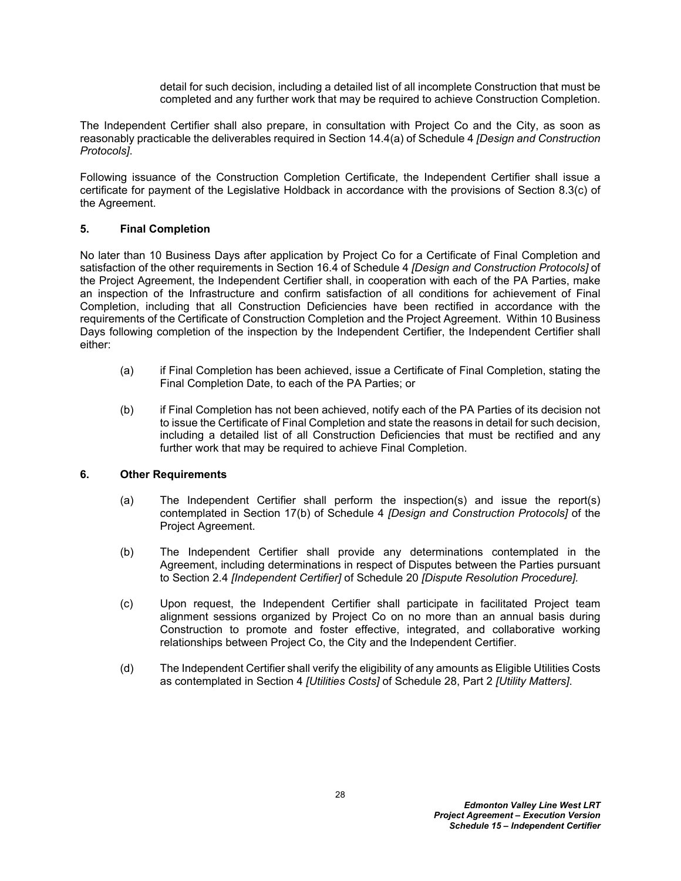detail for such decision, including a detailed list of all incomplete Construction that must be completed and any further work that may be required to achieve Construction Completion.

The Independent Certifier shall also prepare, in consultation with Project Co and the City, as soon as reasonably practicable the deliverables required in Section 14.4(a) of Schedule 4 *[Design and Construction Protocols]*.

Following issuance of the Construction Completion Certificate, the Independent Certifier shall issue a certificate for payment of the Legislative Holdback in accordance with the provisions of Section 8.3(c) of the Agreement.

## 5. Final Completion

No later than 10 Business Days after application by Project Co for a Certificate of Final Completion and satisfaction of the other requirements in Section 16.4 of Schedule 4 *[Design and Construction Protocols]* of the Project Agreement, the Independent Certifier shall, in cooperation with each of the PA Parties, make an inspection of the Infrastructure and confirm satisfaction of all conditions for achievement of Final Completion, including that all Construction Deficiencies have been rectified in accordance with the requirements of the Certificate of Construction Completion and the Project Agreement. Within 10 Business Days following completion of the inspection by the Independent Certifier, the Independent Certifier shall either:

(a) if Final Completion has been achieved, issue a Certificate of Final Completion, stating the Final Completion Date, to each of the PA Parties; or

(b) if Final Completion has not been achieved, notify each of the PA Parties of its decision not to issue the Certificate of Final Completion and state the reasons in detail for such decision, including a detailed list of all Construction Deficiencies that must be rectified and any further work that may be required to achieve Final Completion.

## 6. Other Requirements

(a) The Independent Certifier shall perform the inspection(s) and issue the report(s) contemplated in Section 17(b) of Schedule 4 *[Design and Construction Protocols]* of the Project Agreement.

(b) The Independent Certifier shall provide any determinations contemplated in the Agreement, including determinations in respect of Disputes between the Parties pursuant to Section 2.4 *[Independent Certifier]* of Schedule 20 *[Dispute Resolution Procedure].*

(c) Upon request, the Independent Certifier shall participate in facilitated Project team alignment sessions organized by Project Co on no more than an annual basis during Construction to promote and foster effective, integrated, and collaborative working relationships between Project Co, the City and the Independent Certifier.

(d) The Independent Certifier shall verify the eligibility of any amounts as Eligible Utilities Costs as contemplated in Section 4 *[Utilities Costs]* of Schedule 28, Part 2 *[Utility Matters]*.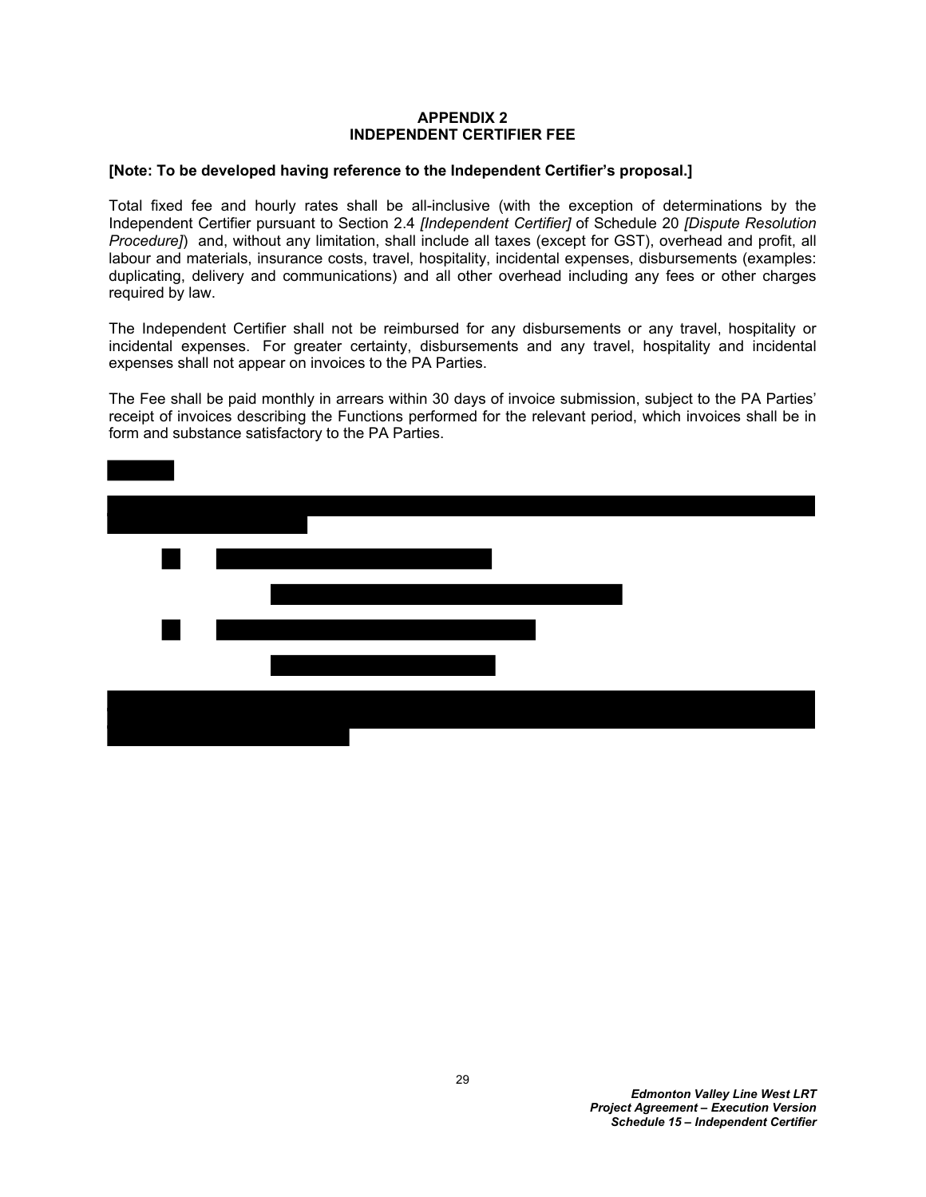# APPENDIX 2
## INDEPENDENT CERTIFIER FEE

**[Note: To be developed having reference to the Independent Certifier's proposal.]**

Total fixed fee and hourly rates shall be all-inclusive (with the exception of determinations by the Independent Certifier pursuant to Section 2.4 *[Independent Certifier]* of Schedule 20 *[Dispute Resolution Procedure]*) and, without any limitation, shall include all taxes (except for GST), overhead and profit, all labour and materials, insurance costs, travel, hospitality, incidental expenses, disbursements (examples: duplicating, delivery and communications) and all other overhead including any fees or other charges required by law.

The Independent Certifier shall not be reimbursed for any disbursements or any travel, hospitality or incidental expenses. For greater certainty, disbursements and any travel, hospitality and incidental expenses shall not appear on invoices to the PA Parties.

The Fee shall be paid monthly in arrears within 30 days of invoice submission, subject to the PA Parties' receipt of invoices describing the Functions performed for the relevant period, which invoices shall be in form and substance satisfactory to the PA Parties.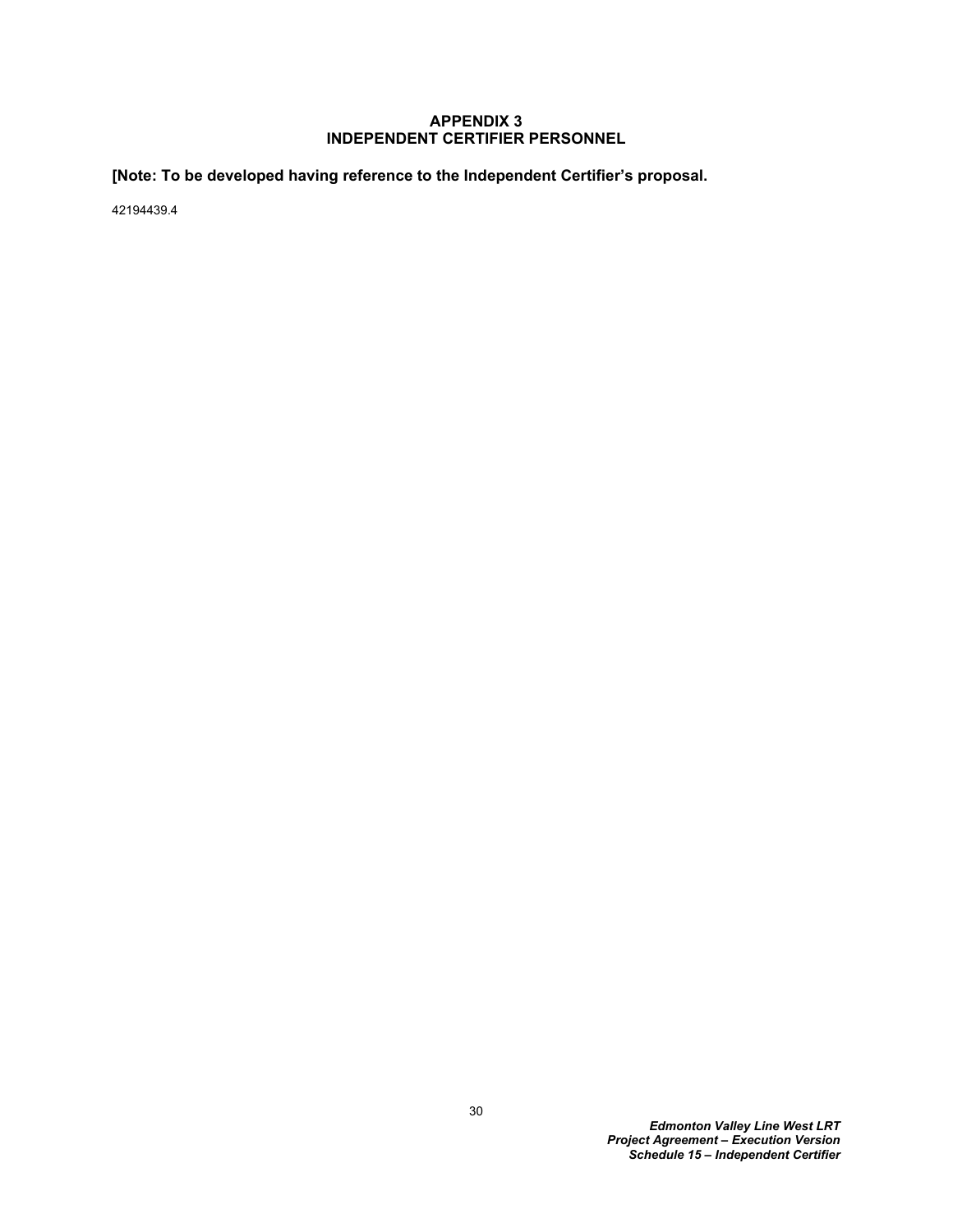# APPENDIX 3
# INDEPENDENT CERTIFIER PERSONNEL

**[Note: To be developed having reference to the Independent Certifier's proposal.**

42194439.4